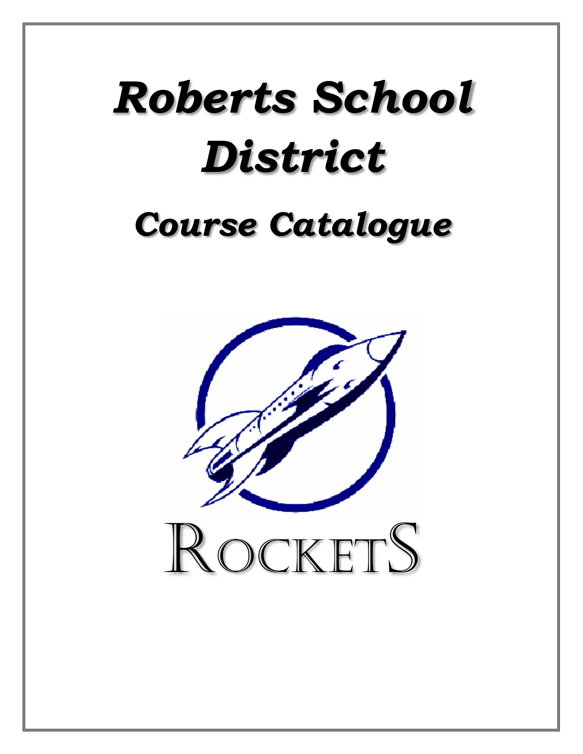# Roberts School District

## Course Catalogue

ROCKETS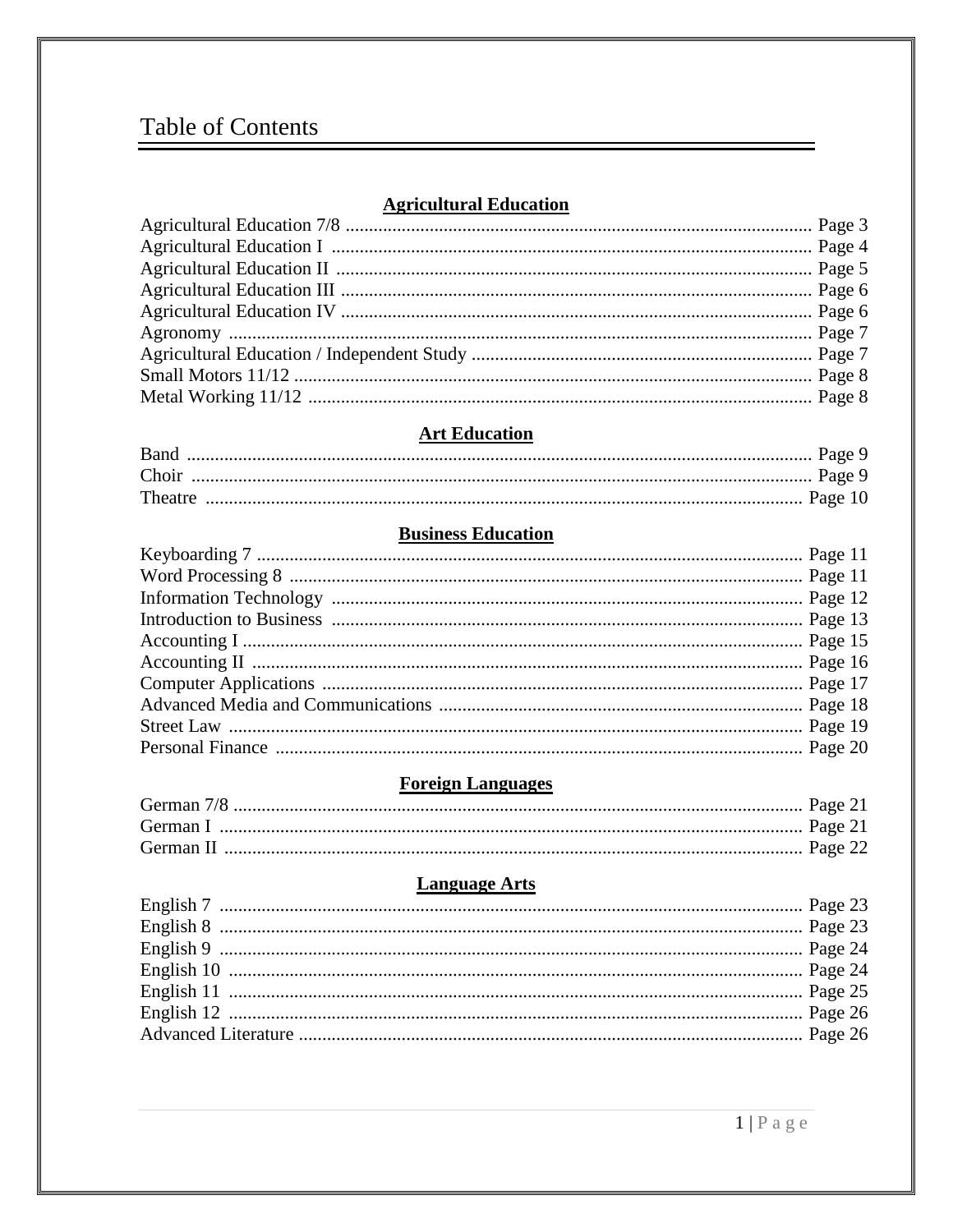# Table of Contents

## Agricultural Education

Agricultural Education 7/8 .................................................. Page 3
Agricultural Education I .................................................. Page 4
Agricultural Education II .................................................. Page 5
Agricultural Education III .................................................. Page 6
Agricultural Education IV .................................................. Page 6
Agronomy .................................................. Page 7
Agricultural Education / Independent Study .................................................. Page 7
Small Motors 11/12 .................................................. Page 8
Metal Working 11/12 .................................................. Page 8

## Art Education

Band .................................................. Page 9
Choir .................................................. Page 9
Theatre .................................................. Page 10

## Business Education

Keyboarding 7 .................................................. Page 11
Word Processing 8 .................................................. Page 11
Information Technology .................................................. Page 12
Introduction to Business .................................................. Page 13
Accounting I .................................................. Page 15
Accounting II .................................................. Page 16
Computer Applications .................................................. Page 17
Advanced Media and Communications .................................................. Page 18
Street Law .................................................. Page 19
Personal Finance .................................................. Page 20

## Foreign Languages

German 7/8 .................................................. Page 21
German I .................................................. Page 21
German II .................................................. Page 22

## Language Arts

English 7 .................................................. Page 23
English 8 .................................................. Page 23
English 9 .................................................. Page 24
English 10 .................................................. Page 24
English 11 .................................................. Page 25
English 12 .................................................. Page 26
Advanced Literature .................................................. Page 26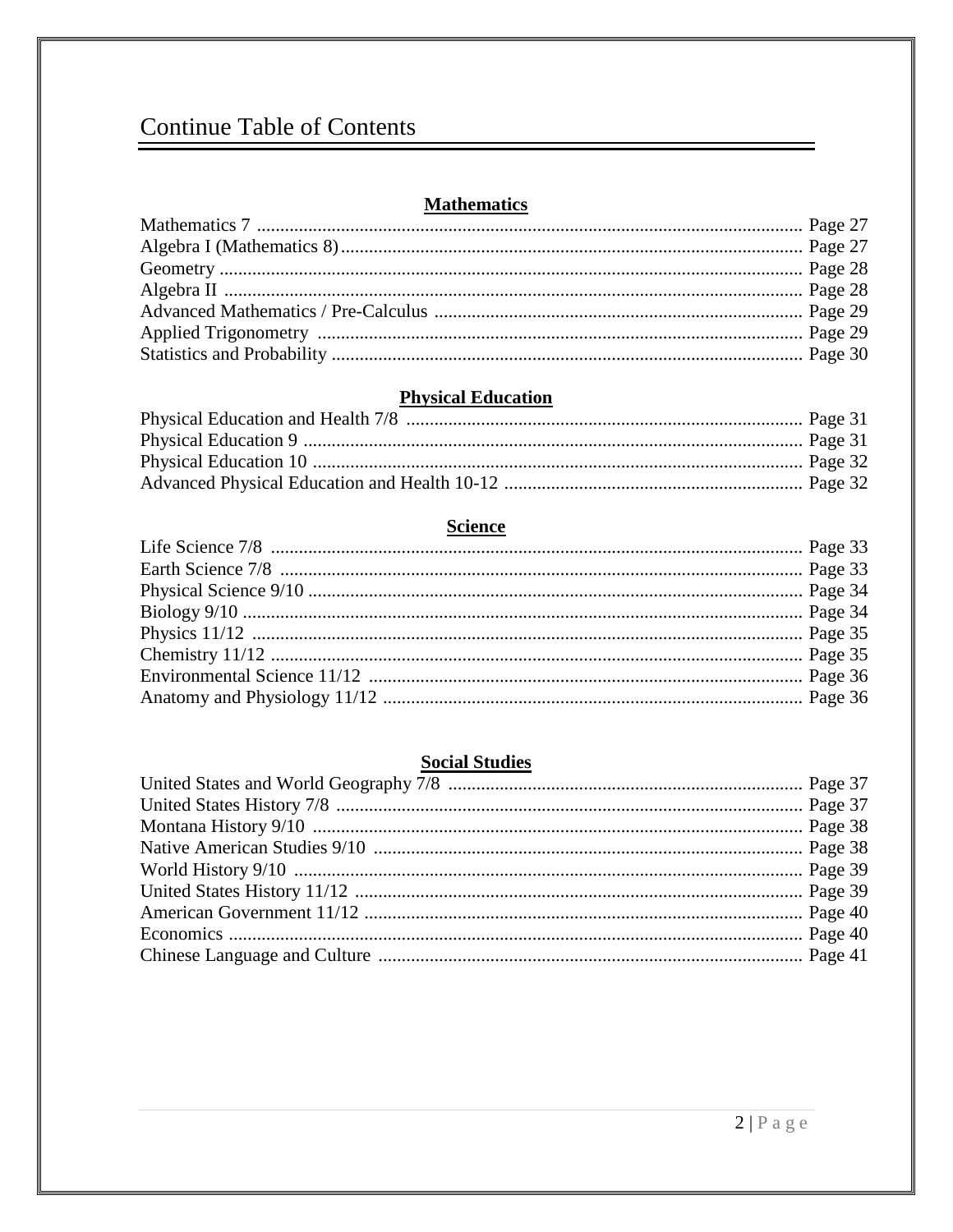# Continue Table of Contents

**Mathematics**

Mathematics 7 .................................................................................................................. Page 27
Algebra I (Mathematics 8)................................................................................................. Page 27
Geometry .......................................................................................................................... Page 28
Algebra II ......................................................................................................................... Page 28
Advanced Mathematics / Pre-Calculus ............................................................................. Page 29
Applied Trigonometry ..................................................................................................... Page 29
Statistics and Probability .................................................................................................. Page 30

**Physical Education**

Physical Education and Health 7/8 .................................................................................. Page 31
Physical Education 9 ........................................................................................................ Page 31
Physical Education 10 ...................................................................................................... Page 32
Advanced Physical Education and Health 10-12 .............................................................. Page 32

**Science**

Life Science 7/8 ................................................................................................................ Page 33
Earth Science 7/8 ............................................................................................................. Page 33
Physical Science 9/10 ....................................................................................................... Page 34
Biology 9/10 ..................................................................................................................... Page 34
Physics 11/12 ................................................................................................................... Page 35
Chemistry 11/12 ............................................................................................................... Page 35
Environmental Science 11/12 ........................................................................................... Page 36
Anatomy and Physiology 11/12 ........................................................................................ Page 36

**Social Studies**

United States and World Geography 7/8 .......................................................................... Page 37
United States History 7/8 .................................................................................................. Page 37
Montana History 9/10 ....................................................................................................... Page 38
Native American Studies 9/10 .......................................................................................... Page 38
World History 9/10 ........................................................................................................... Page 39
United States History 11/12 .............................................................................................. Page 39
American Government 11/12 ............................................................................................ Page 40
Economics ........................................................................................................................ Page 40
Chinese Language and Culture ......................................................................................... Page 41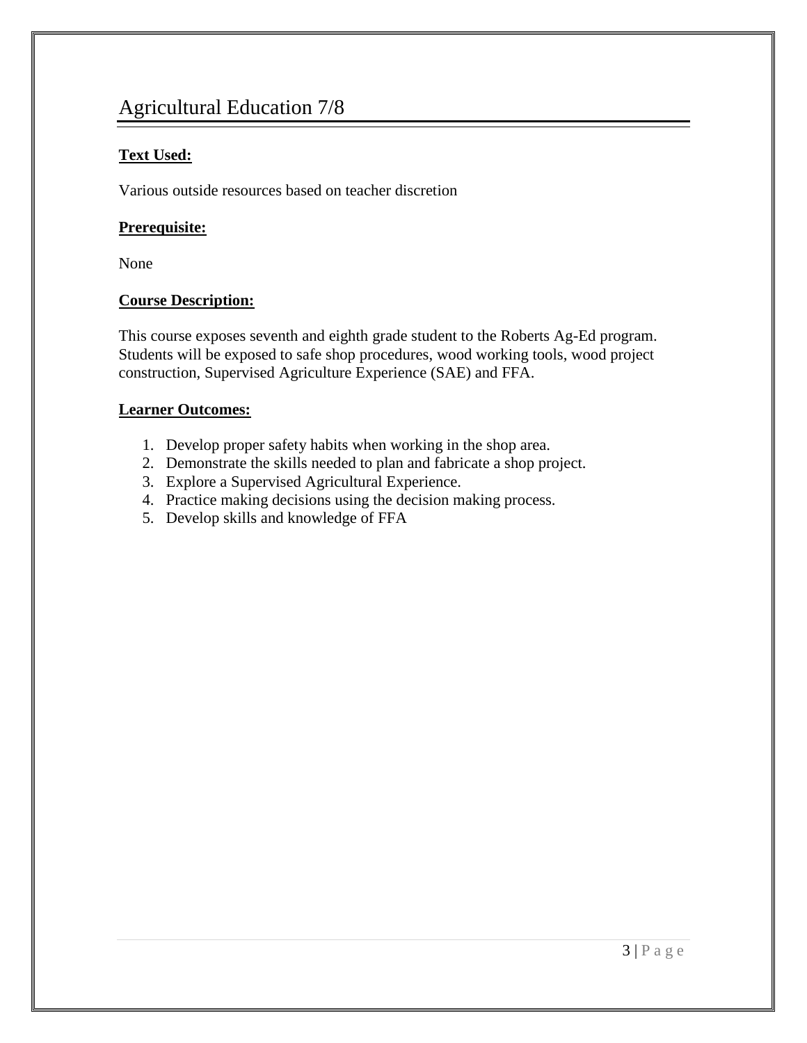# Agricultural Education 7/8

**Text Used:**

Various outside resources based on teacher discretion

**Prerequisite:**

None

**Course Description:**

This course exposes seventh and eighth grade student to the Roberts Ag-Ed program. Students will be exposed to safe shop procedures, wood working tools, wood project construction, Supervised Agriculture Experience (SAE) and FFA.

**Learner Outcomes:**

1. Develop proper safety habits when working in the shop area.
2. Demonstrate the skills needed to plan and fabricate a shop project.
3. Explore a Supervised Agricultural Experience.
4. Practice making decisions using the decision making process.
5. Develop skills and knowledge of FFA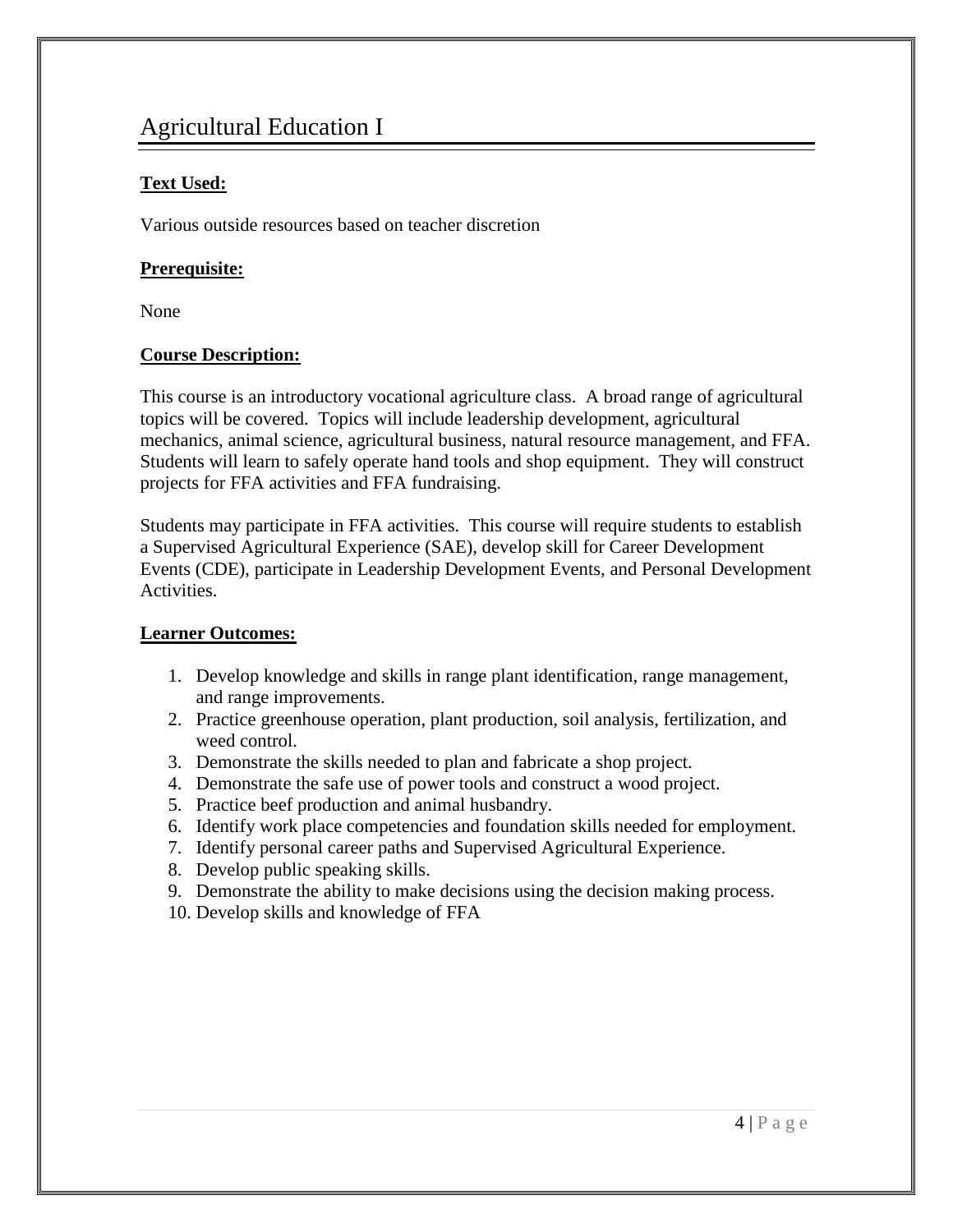# Agricultural Education I

**Text Used:**

Various outside resources based on teacher discretion

**Prerequisite:**

None

**Course Description:**

This course is an introductory vocational agriculture class. A broad range of agricultural topics will be covered. Topics will include leadership development, agricultural mechanics, animal science, agricultural business, natural resource management, and FFA. Students will learn to safely operate hand tools and shop equipment. They will construct projects for FFA activities and FFA fundraising.

Students may participate in FFA activities. This course will require students to establish a Supervised Agricultural Experience (SAE), develop skill for Career Development Events (CDE), participate in Leadership Development Events, and Personal Development Activities.

**Learner Outcomes:**

1. Develop knowledge and skills in range plant identification, range management, and range improvements.
2. Practice greenhouse operation, plant production, soil analysis, fertilization, and weed control.
3. Demonstrate the skills needed to plan and fabricate a shop project.
4. Demonstrate the safe use of power tools and construct a wood project.
5. Practice beef production and animal husbandry.
6. Identify work place competencies and foundation skills needed for employment.
7. Identify personal career paths and Supervised Agricultural Experience.
8. Develop public speaking skills.
9. Demonstrate the ability to make decisions using the decision making process.
10. Develop skills and knowledge of FFA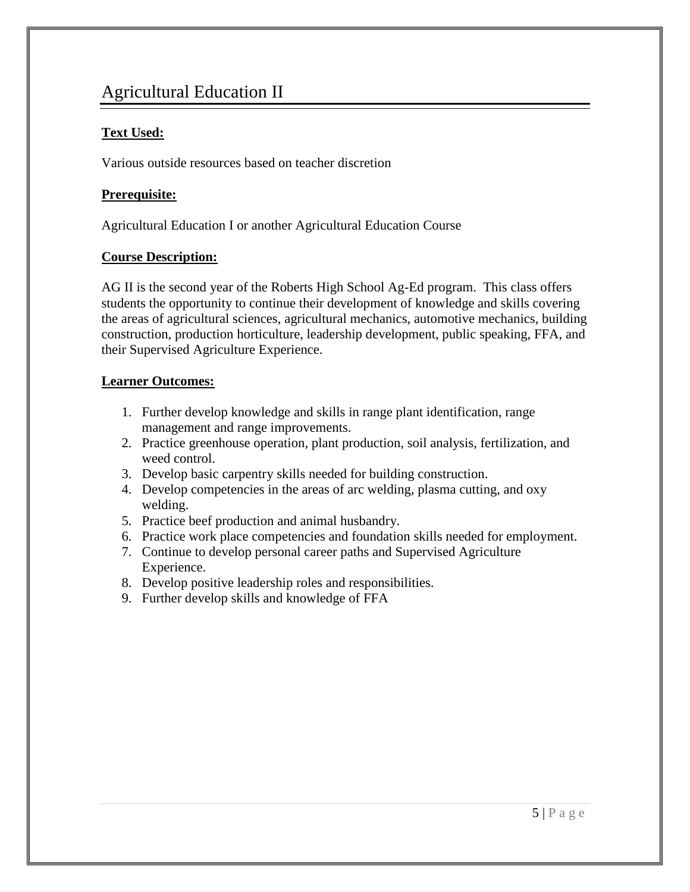# Agricultural Education II

**Text Used:**

Various outside resources based on teacher discretion

**Prerequisite:**

Agricultural Education I or another Agricultural Education Course

**Course Description:**

AG II is the second year of the Roberts High School Ag-Ed program. This class offers students the opportunity to continue their development of knowledge and skills covering the areas of agricultural sciences, agricultural mechanics, automotive mechanics, building construction, production horticulture, leadership development, public speaking, FFA, and their Supervised Agriculture Experience.

**Learner Outcomes:**

1. Further develop knowledge and skills in range plant identification, range management and range improvements.
2. Practice greenhouse operation, plant production, soil analysis, fertilization, and weed control.
3. Develop basic carpentry skills needed for building construction.
4. Develop competencies in the areas of arc welding, plasma cutting, and oxy welding.
5. Practice beef production and animal husbandry.
6. Practice work place competencies and foundation skills needed for employment.
7. Continue to develop personal career paths and Supervised Agriculture Experience.
8. Develop positive leadership roles and responsibilities.
9. Further develop skills and knowledge of FFA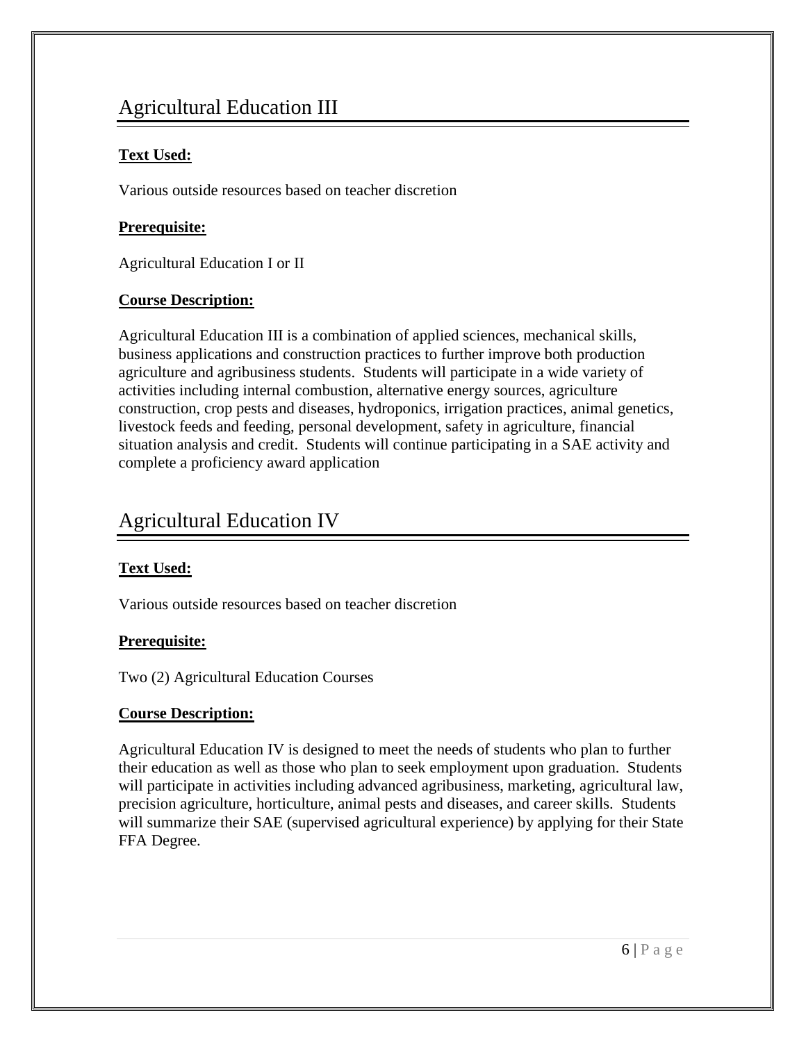## Agricultural Education III

**Text Used:**

Various outside resources based on teacher discretion

**Prerequisite:**

Agricultural Education I or II

**Course Description:**

Agricultural Education III is a combination of applied sciences, mechanical skills, business applications and construction practices to further improve both production agriculture and agribusiness students. Students will participate in a wide variety of activities including internal combustion, alternative energy sources, agriculture construction, crop pests and diseases, hydroponics, irrigation practices, animal genetics, livestock feeds and feeding, personal development, safety in agriculture, financial situation analysis and credit. Students will continue participating in a SAE activity and complete a proficiency award application

## Agricultural Education IV

**Text Used:**

Various outside resources based on teacher discretion

**Prerequisite:**

Two (2) Agricultural Education Courses

**Course Description:**

Agricultural Education IV is designed to meet the needs of students who plan to further their education as well as those who plan to seek employment upon graduation. Students will participate in activities including advanced agribusiness, marketing, agricultural law, precision agriculture, horticulture, animal pests and diseases, and career skills. Students will summarize their SAE (supervised agricultural experience) by applying for their State FFA Degree.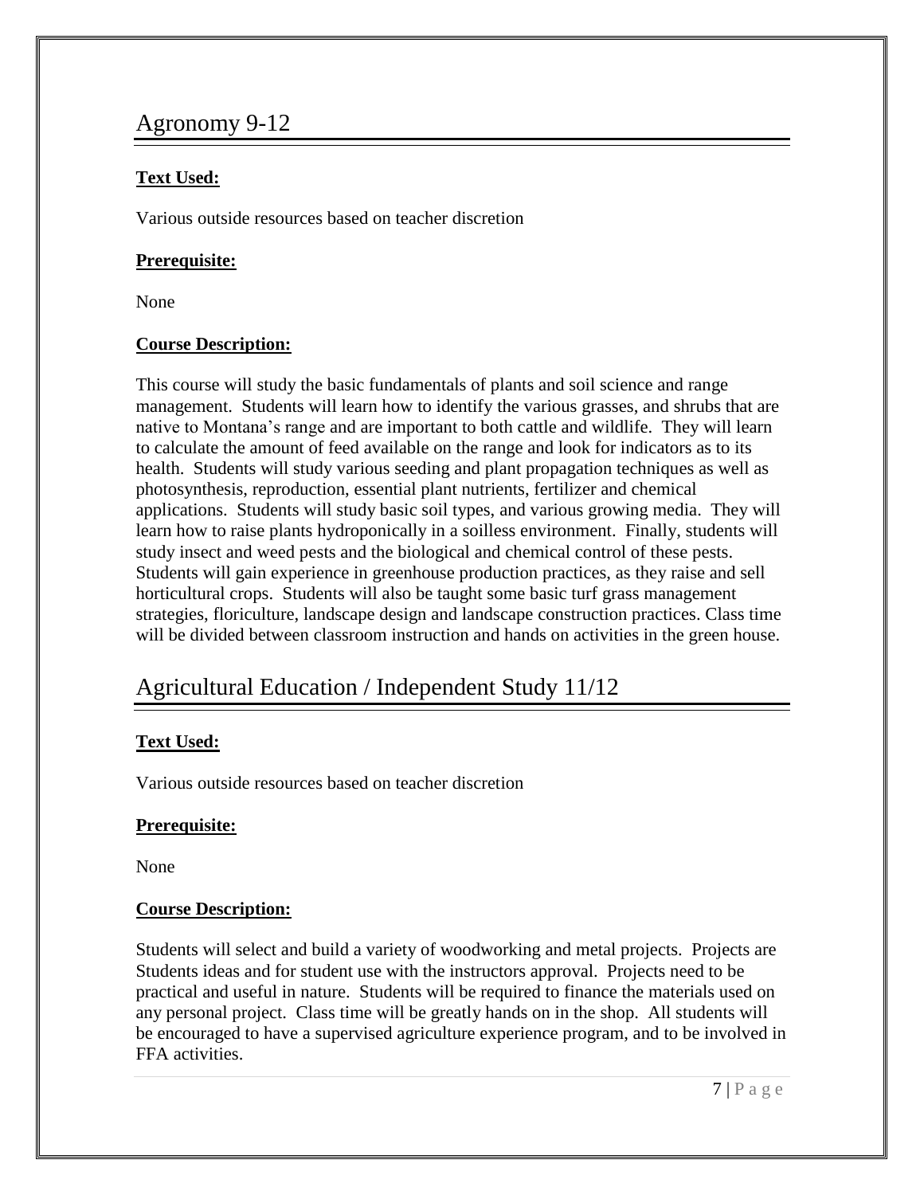## Agronomy 9-12

**Text Used:**

Various outside resources based on teacher discretion

**Prerequisite:**

None

**Course Description:**

This course will study the basic fundamentals of plants and soil science and range management. Students will learn how to identify the various grasses, and shrubs that are native to Montana's range and are important to both cattle and wildlife. They will learn to calculate the amount of feed available on the range and look for indicators as to its health. Students will study various seeding and plant propagation techniques as well as photosynthesis, reproduction, essential plant nutrients, fertilizer and chemical applications. Students will study basic soil types, and various growing media. They will learn how to raise plants hydroponically in a soilless environment. Finally, students will study insect and weed pests and the biological and chemical control of these pests. Students will gain experience in greenhouse production practices, as they raise and sell horticultural crops. Students will also be taught some basic turf grass management strategies, floriculture, landscape design and landscape construction practices. Class time will be divided between classroom instruction and hands on activities in the green house.

## Agricultural Education / Independent Study 11/12

**Text Used:**

Various outside resources based on teacher discretion

**Prerequisite:**

None

**Course Description:**

Students will select and build a variety of woodworking and metal projects. Projects are Students ideas and for student use with the instructors approval. Projects need to be practical and useful in nature. Students will be required to finance the materials used on any personal project. Class time will be greatly hands on in the shop. All students will be encouraged to have a supervised agriculture experience program, and to be involved in FFA activities.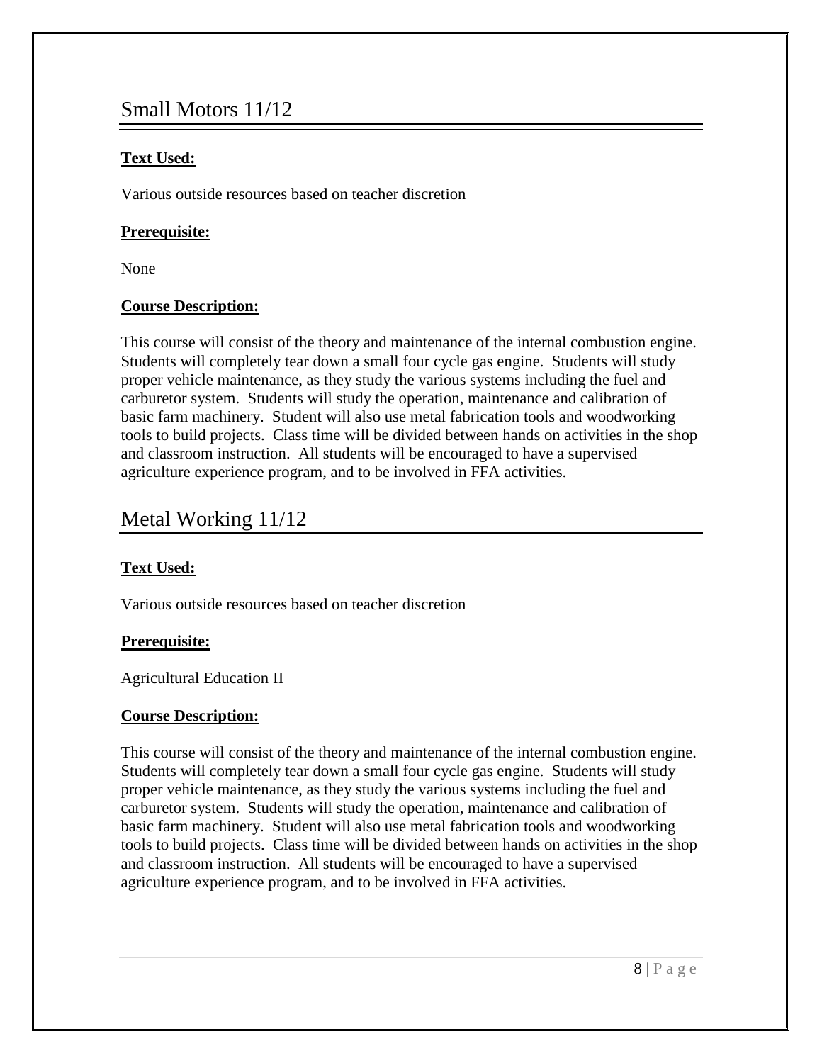## Small Motors 11/12

**Text Used:**

Various outside resources based on teacher discretion

**Prerequisite:**

None

**Course Description:**

This course will consist of the theory and maintenance of the internal combustion engine. Students will completely tear down a small four cycle gas engine. Students will study proper vehicle maintenance, as they study the various systems including the fuel and carburetor system. Students will study the operation, maintenance and calibration of basic farm machinery. Student will also use metal fabrication tools and woodworking tools to build projects. Class time will be divided between hands on activities in the shop and classroom instruction. All students will be encouraged to have a supervised agriculture experience program, and to be involved in FFA activities.

## Metal Working 11/12

**Text Used:**

Various outside resources based on teacher discretion

**Prerequisite:**

Agricultural Education II

**Course Description:**

This course will consist of the theory and maintenance of the internal combustion engine. Students will completely tear down a small four cycle gas engine. Students will study proper vehicle maintenance, as they study the various systems including the fuel and carburetor system. Students will study the operation, maintenance and calibration of basic farm machinery. Student will also use metal fabrication tools and woodworking tools to build projects. Class time will be divided between hands on activities in the shop and classroom instruction. All students will be encouraged to have a supervised agriculture experience program, and to be involved in FFA activities.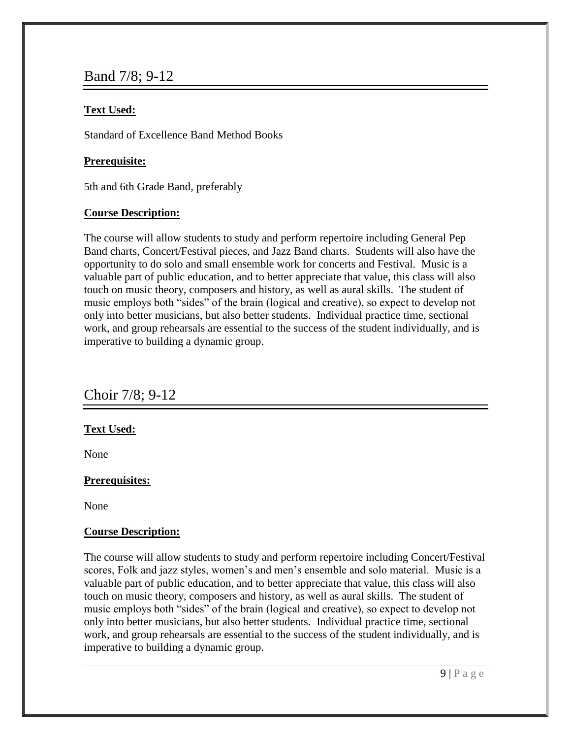## Band 7/8; 9-12

**Text Used:**

Standard of Excellence Band Method Books

**Prerequisite:**

5th and 6th Grade Band, preferably

**Course Description:**

The course will allow students to study and perform repertoire including General Pep Band charts, Concert/Festival pieces, and Jazz Band charts. Students will also have the opportunity to do solo and small ensemble work for concerts and Festival. Music is a valuable part of public education, and to better appreciate that value, this class will also touch on music theory, composers and history, as well as aural skills. The student of music employs both "sides" of the brain (logical and creative), so expect to develop not only into better musicians, but also better students. Individual practice time, sectional work, and group rehearsals are essential to the success of the student individually, and is imperative to building a dynamic group.

## Choir 7/8; 9-12

**Text Used:**

None

**Prerequisites:**

None

**Course Description:**

The course will allow students to study and perform repertoire including Concert/Festival scores, Folk and jazz styles, women's and men's ensemble and solo material. Music is a valuable part of public education, and to better appreciate that value, this class will also touch on music theory, composers and history, as well as aural skills. The student of music employs both "sides" of the brain (logical and creative), so expect to develop not only into better musicians, but also better students. Individual practice time, sectional work, and group rehearsals are essential to the success of the student individually, and is imperative to building a dynamic group.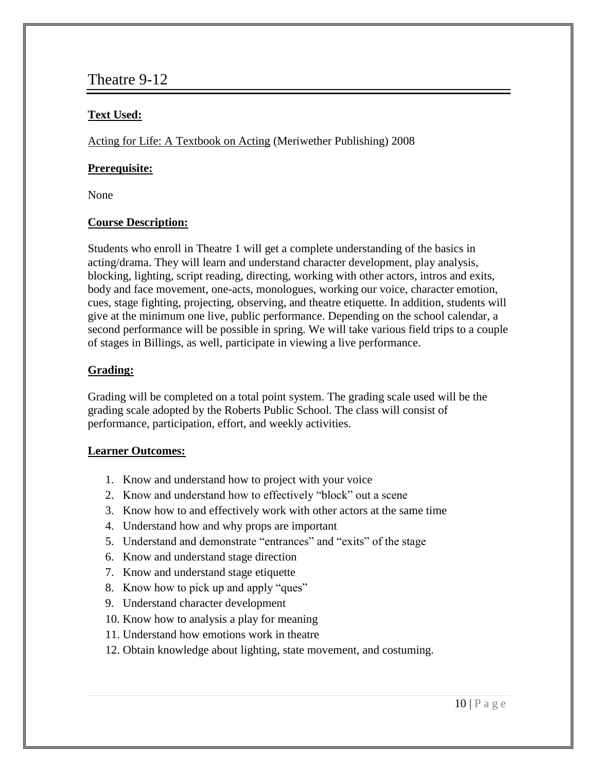# Theatre 9-12

**Text Used:**

Acting for Life: A Textbook on Acting (Meriwether Publishing) 2008

**Prerequisite:**

None

**Course Description:**

Students who enroll in Theatre 1 will get a complete understanding of the basics in acting/drama. They will learn and understand character development, play analysis, blocking, lighting, script reading, directing, working with other actors, intros and exits, body and face movement, one-acts, monologues, working our voice, character emotion, cues, stage fighting, projecting, observing, and theatre etiquette. In addition, students will give at the minimum one live, public performance. Depending on the school calendar, a second performance will be possible in spring. We will take various field trips to a couple of stages in Billings, as well, participate in viewing a live performance.

**Grading:**

Grading will be completed on a total point system. The grading scale used will be the grading scale adopted by the Roberts Public School. The class will consist of performance, participation, effort, and weekly activities.

**Learner Outcomes:**

1. Know and understand how to project with your voice
2. Know and understand how to effectively "block" out a scene
3. Know how to and effectively work with other actors at the same time
4. Understand how and why props are important
5. Understand and demonstrate "entrances" and "exits" of the stage
6. Know and understand stage direction
7. Know and understand stage etiquette
8. Know how to pick up and apply "ques"
9. Understand character development
10. Know how to analysis a play for meaning
11. Understand how emotions work in theatre
12. Obtain knowledge about lighting, state movement, and costuming.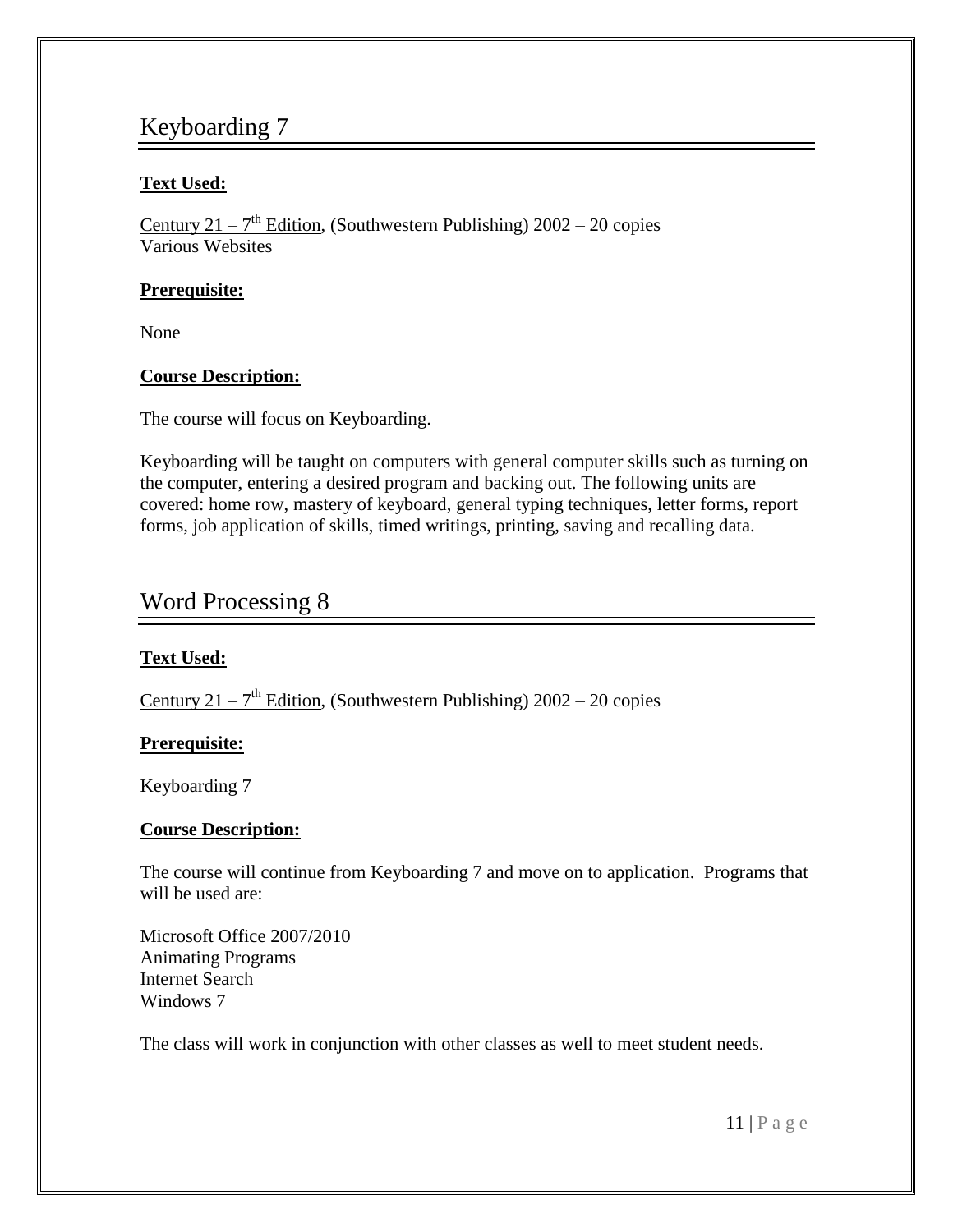## Keyboarding 7

**Text Used:**

Century 21 – 7th Edition, (Southwestern Publishing) 2002 – 20 copies
Various Websites

**Prerequisite:**

None

**Course Description:**

The course will focus on Keyboarding.

Keyboarding will be taught on computers with general computer skills such as turning on the computer, entering a desired program and backing out. The following units are covered: home row, mastery of keyboard, general typing techniques, letter forms, report forms, job application of skills, timed writings, printing, saving and recalling data.

## Word Processing 8

**Text Used:**

Century 21 – 7th Edition, (Southwestern Publishing) 2002 – 20 copies

**Prerequisite:**

Keyboarding 7

**Course Description:**

The course will continue from Keyboarding 7 and move on to application. Programs that will be used are:

Microsoft Office 2007/2010
Animating Programs
Internet Search
Windows 7

The class will work in conjunction with other classes as well to meet student needs.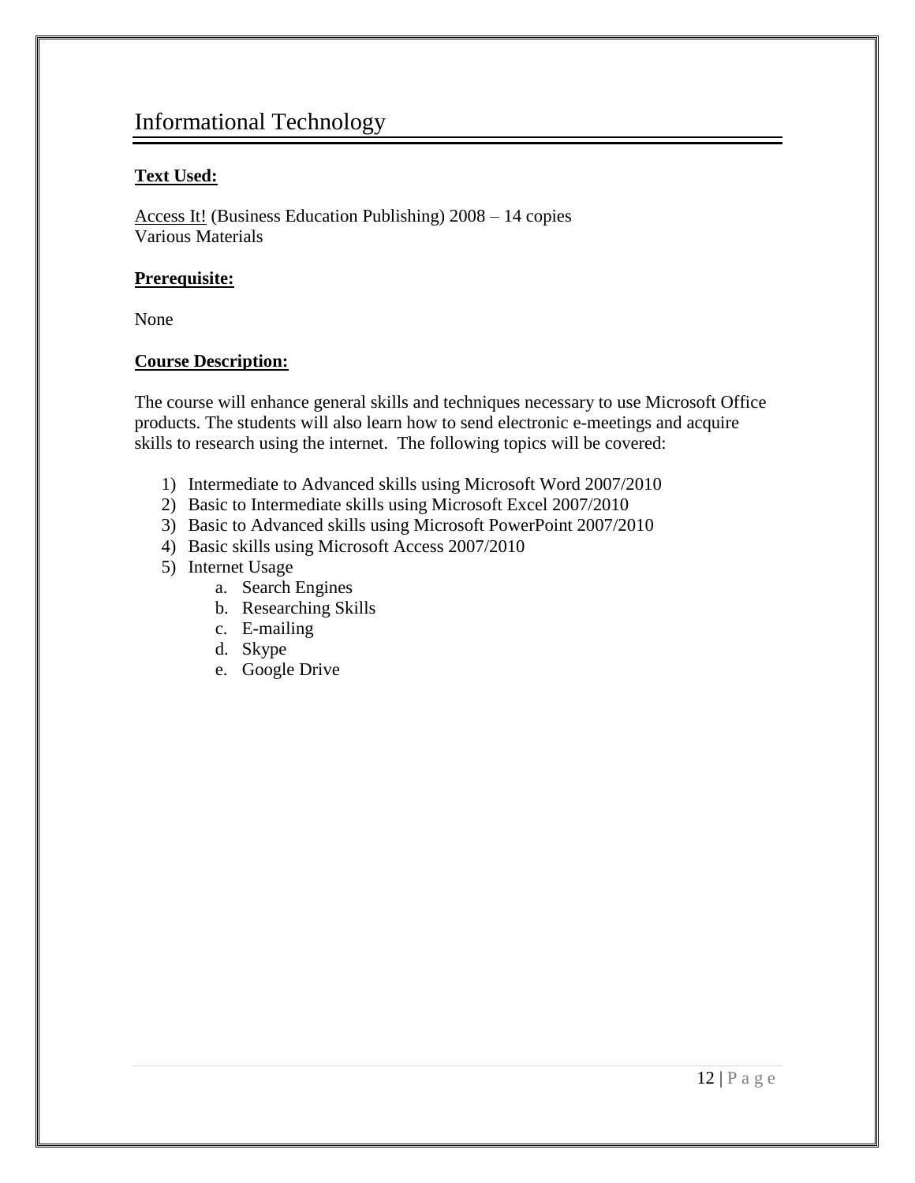# Informational Technology

**Text Used:**

Access It! (Business Education Publishing) 2008 – 14 copies
Various Materials

**Prerequisite:**

None

**Course Description:**

The course will enhance general skills and techniques necessary to use Microsoft Office products. The students will also learn how to send electronic e-meetings and acquire skills to research using the internet. The following topics will be covered:

1) Intermediate to Advanced skills using Microsoft Word 2007/2010
2) Basic to Intermediate skills using Microsoft Excel 2007/2010
3) Basic to Advanced skills using Microsoft PowerPoint 2007/2010
4) Basic skills using Microsoft Access 2007/2010
5) Internet Usage
    a. Search Engines
    b. Researching Skills
    c. E-mailing
    d. Skype
    e. Google Drive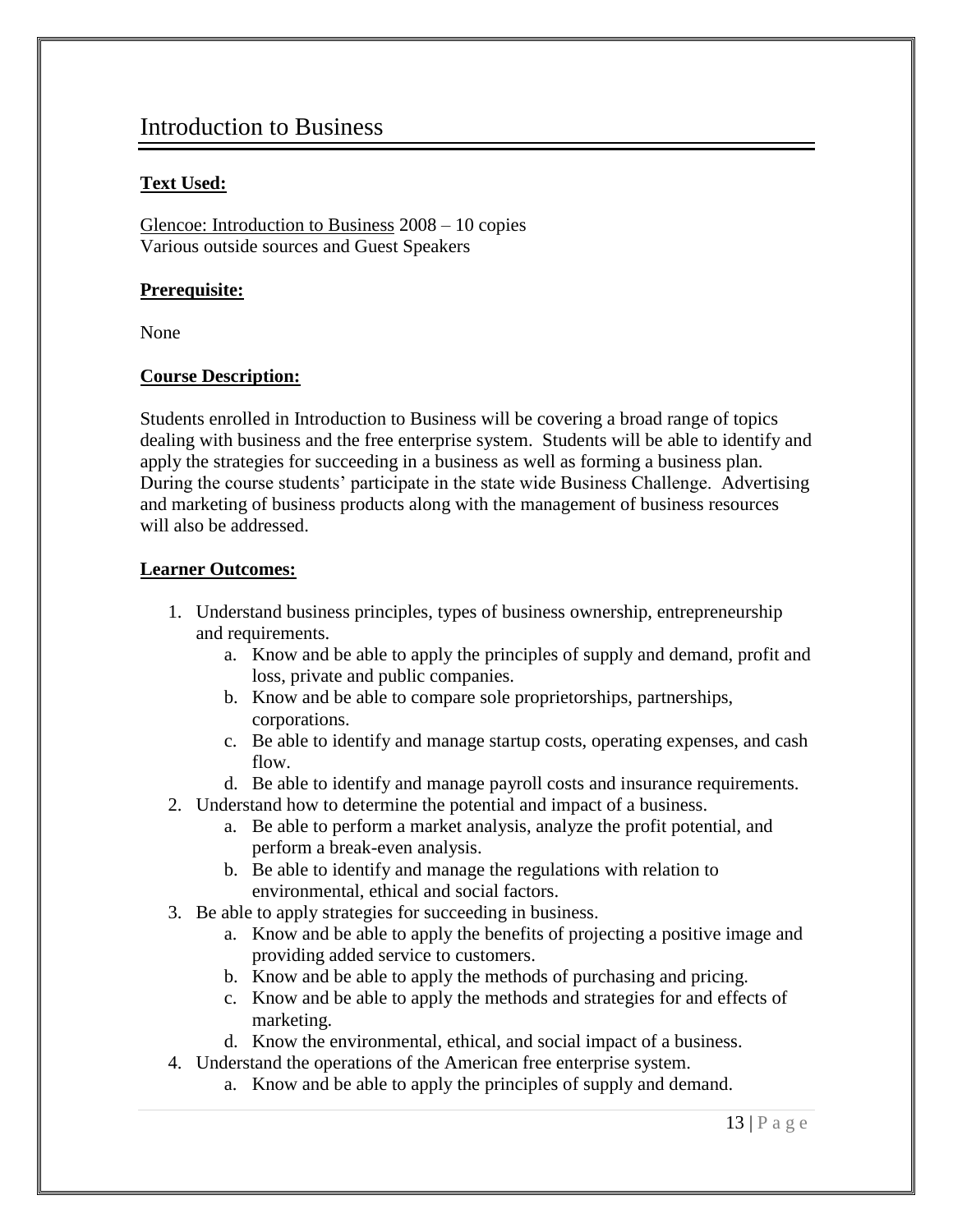# Introduction to Business

**Text Used:**

Glencoe: Introduction to Business 2008 – 10 copies
Various outside sources and Guest Speakers

**Prerequisite:**

None

**Course Description:**

Students enrolled in Introduction to Business will be covering a broad range of topics dealing with business and the free enterprise system. Students will be able to identify and apply the strategies for succeeding in a business as well as forming a business plan. During the course students' participate in the state wide Business Challenge. Advertising and marketing of business products along with the management of business resources will also be addressed.

**Learner Outcomes:**

1. Understand business principles, types of business ownership, entrepreneurship and requirements.
   a. Know and be able to apply the principles of supply and demand, profit and loss, private and public companies.
   b. Know and be able to compare sole proprietorships, partnerships, corporations.
   c. Be able to identify and manage startup costs, operating expenses, and cash flow.
   d. Be able to identify and manage payroll costs and insurance requirements.
2. Understand how to determine the potential and impact of a business.
   a. Be able to perform a market analysis, analyze the profit potential, and perform a break-even analysis.
   b. Be able to identify and manage the regulations with relation to environmental, ethical and social factors.
3. Be able to apply strategies for succeeding in business.
   a. Know and be able to apply the benefits of projecting a positive image and providing added service to customers.
   b. Know and be able to apply the methods of purchasing and pricing.
   c. Know and be able to apply the methods and strategies for and effects of marketing.
   d. Know the environmental, ethical, and social impact of a business.
4. Understand the operations of the American free enterprise system.
   a. Know and be able to apply the principles of supply and demand.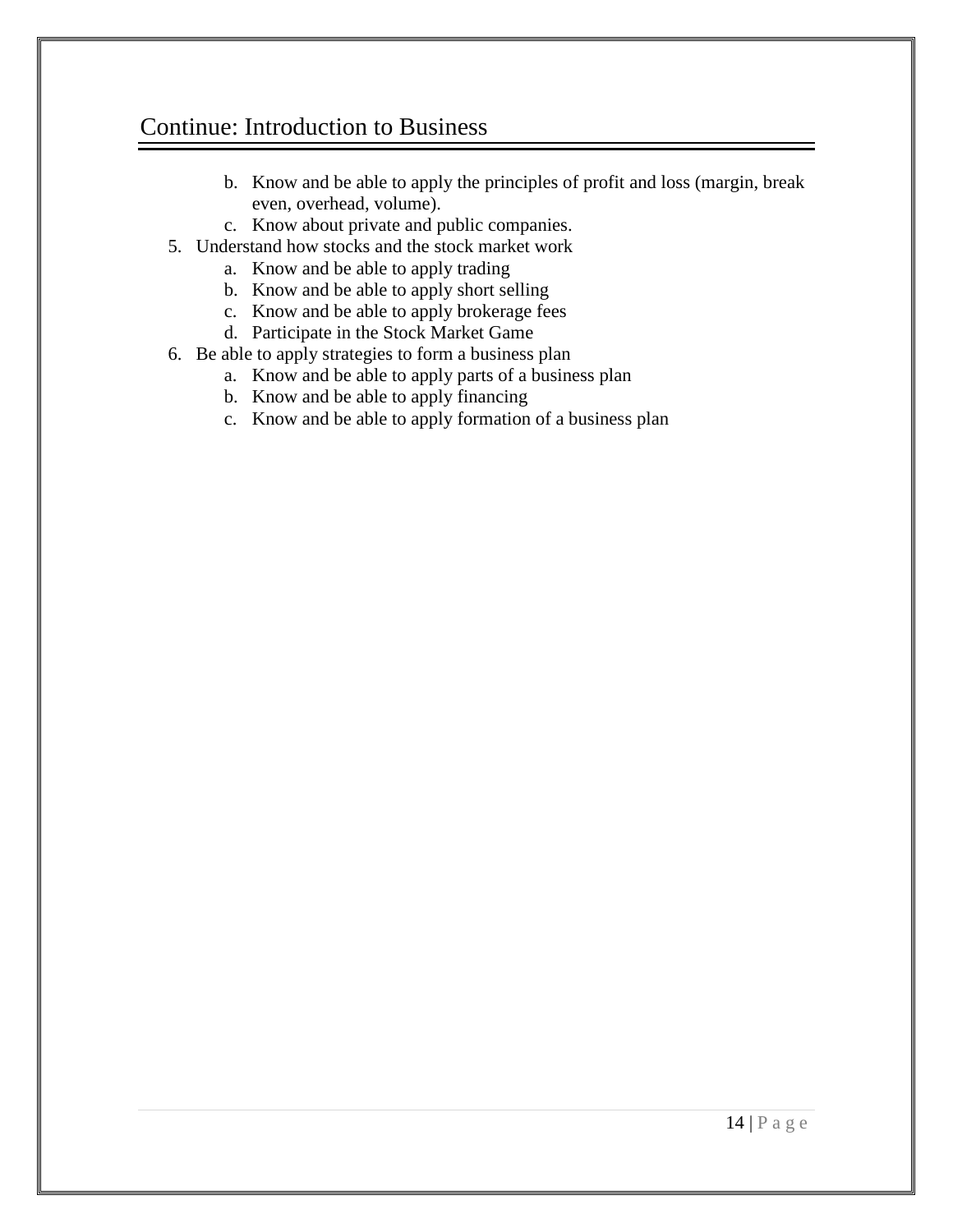## Continue: Introduction to Business

   b. Know and be able to apply the principles of profit and loss (margin, break even, overhead, volume).
   c. Know about private and public companies.

5. Understand how stocks and the stock market work
   a. Know and be able to apply trading
   b. Know and be able to apply short selling
   c. Know and be able to apply brokerage fees
   d. Participate in the Stock Market Game
6. Be able to apply strategies to form a business plan
   a. Know and be able to apply parts of a business plan
   b. Know and be able to apply financing
   c. Know and be able to apply formation of a business plan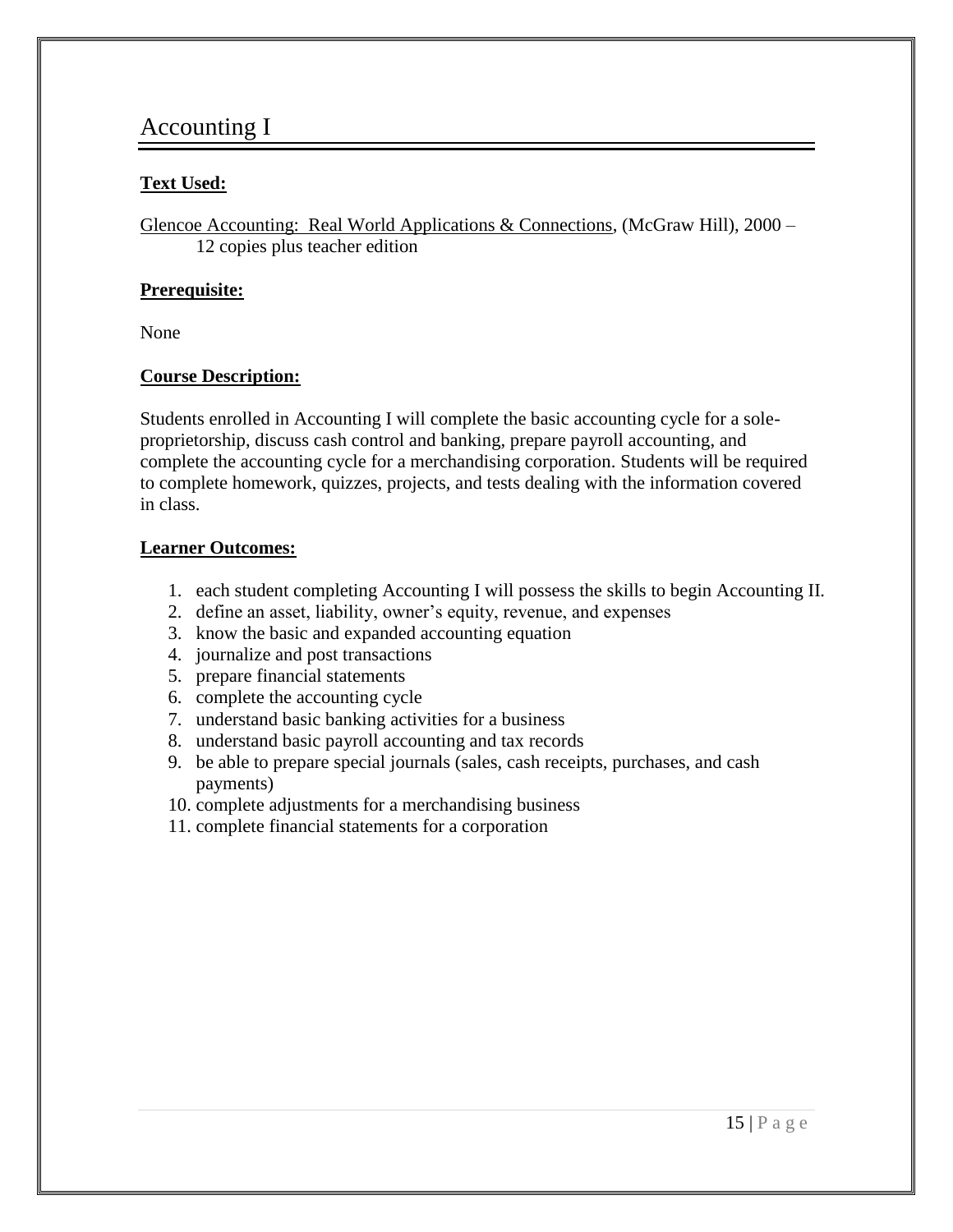# Accounting I

**Text Used:**

Glencoe Accounting: Real World Applications & Connections, (McGraw Hill), 2000 – 12 copies plus teacher edition

**Prerequisite:**

None

**Course Description:**

Students enrolled in Accounting I will complete the basic accounting cycle for a sole-proprietorship, discuss cash control and banking, prepare payroll accounting, and complete the accounting cycle for a merchandising corporation. Students will be required to complete homework, quizzes, projects, and tests dealing with the information covered in class.

**Learner Outcomes:**

1. each student completing Accounting I will possess the skills to begin Accounting II.
2. define an asset, liability, owner's equity, revenue, and expenses
3. know the basic and expanded accounting equation
4. journalize and post transactions
5. prepare financial statements
6. complete the accounting cycle
7. understand basic banking activities for a business
8. understand basic payroll accounting and tax records
9. be able to prepare special journals (sales, cash receipts, purchases, and cash payments)
10. complete adjustments for a merchandising business
11. complete financial statements for a corporation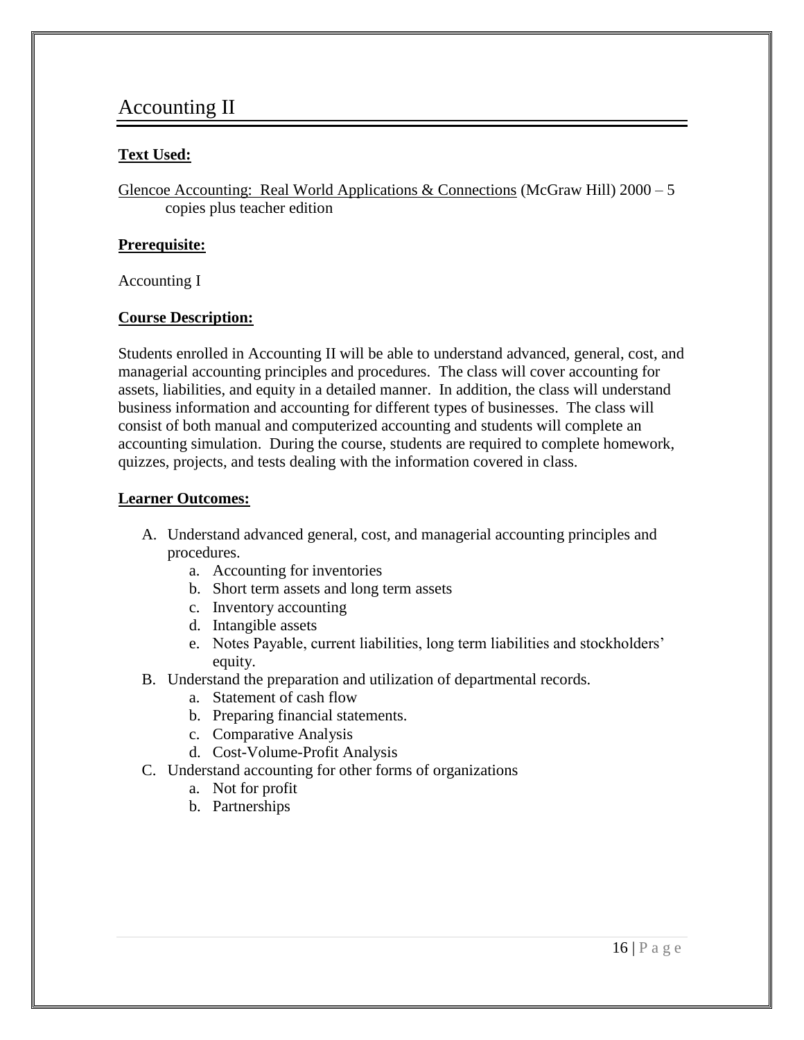# Accounting II

**Text Used:**

Glencoe Accounting: Real World Applications & Connections (McGraw Hill) 2000 – 5 copies plus teacher edition

**Prerequisite:**

Accounting I

**Course Description:**

Students enrolled in Accounting II will be able to understand advanced, general, cost, and managerial accounting principles and procedures. The class will cover accounting for assets, liabilities, and equity in a detailed manner. In addition, the class will understand business information and accounting for different types of businesses. The class will consist of both manual and computerized accounting and students will complete an accounting simulation. During the course, students are required to complete homework, quizzes, projects, and tests dealing with the information covered in class.

**Learner Outcomes:**

A. Understand advanced general, cost, and managerial accounting principles and procedures.
   a. Accounting for inventories
   b. Short term assets and long term assets
   c. Inventory accounting
   d. Intangible assets
   e. Notes Payable, current liabilities, long term liabilities and stockholders' equity.
B. Understand the preparation and utilization of departmental records.
   a. Statement of cash flow
   b. Preparing financial statements.
   c. Comparative Analysis
   d. Cost-Volume-Profit Analysis
C. Understand accounting for other forms of organizations
   a. Not for profit
   b. Partnerships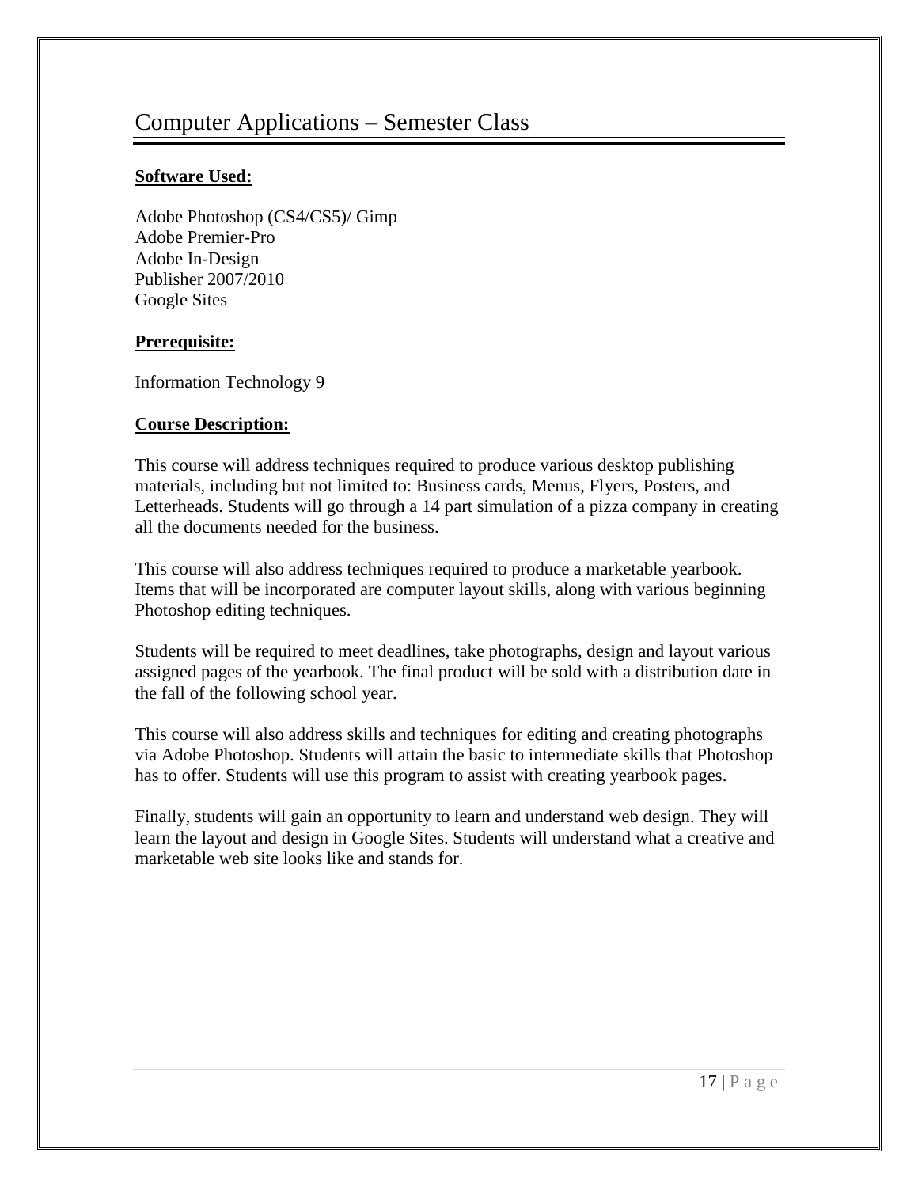# Computer Applications – Semester Class

**Software Used:**

Adobe Photoshop (CS4/CS5)/ Gimp
Adobe Premier-Pro
Adobe In-Design
Publisher 2007/2010
Google Sites

**Prerequisite:**

Information Technology 9

**Course Description:**

This course will address techniques required to produce various desktop publishing materials, including but not limited to: Business cards, Menus, Flyers, Posters, and Letterheads. Students will go through a 14 part simulation of a pizza company in creating all the documents needed for the business.

This course will also address techniques required to produce a marketable yearbook. Items that will be incorporated are computer layout skills, along with various beginning Photoshop editing techniques.

Students will be required to meet deadlines, take photographs, design and layout various assigned pages of the yearbook. The final product will be sold with a distribution date in the fall of the following school year.

This course will also address skills and techniques for editing and creating photographs via Adobe Photoshop. Students will attain the basic to intermediate skills that Photoshop has to offer. Students will use this program to assist with creating yearbook pages.

Finally, students will gain an opportunity to learn and understand web design. They will learn the layout and design in Google Sites. Students will understand what a creative and marketable web site looks like and stands for.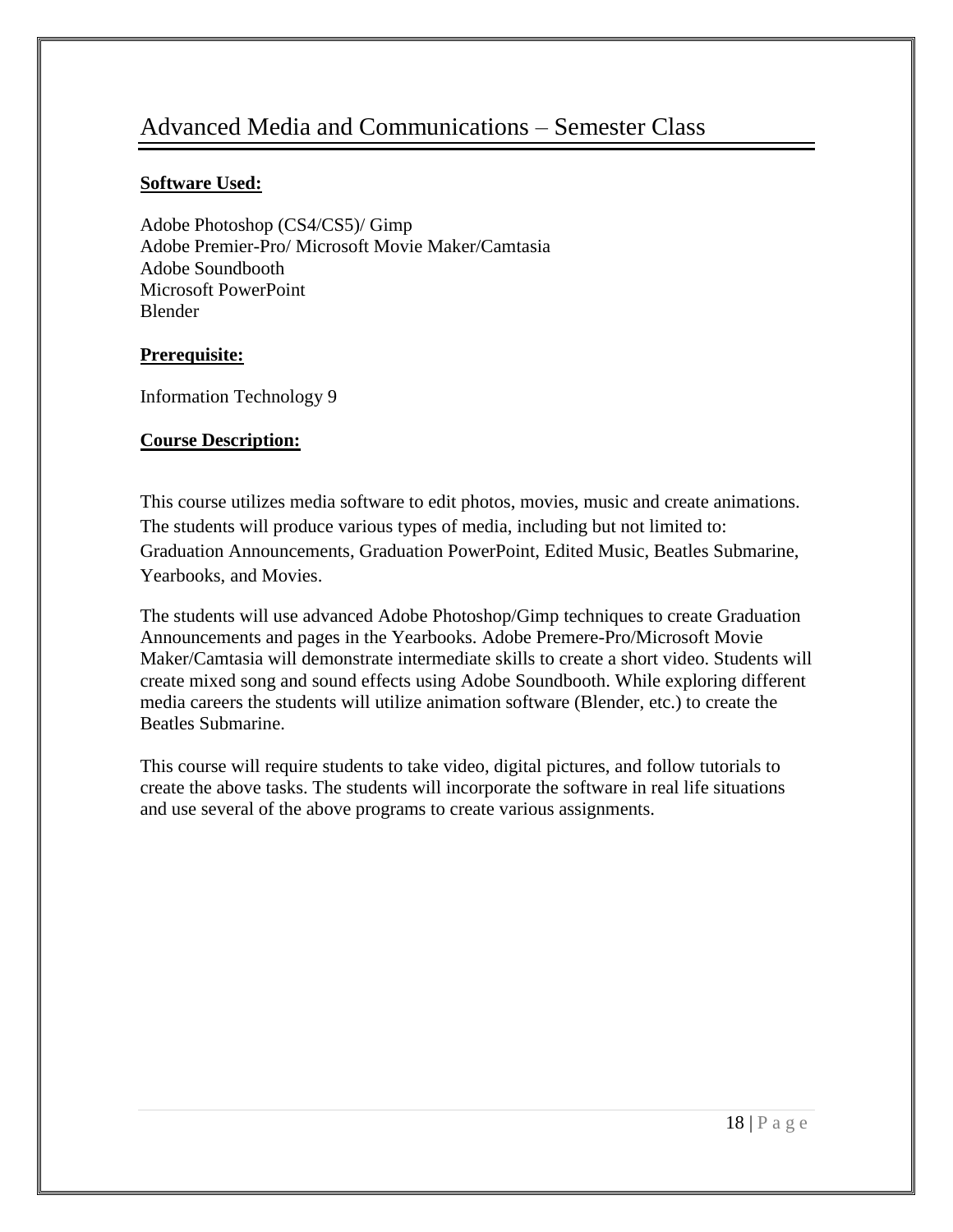# Advanced Media and Communications – Semester Class

**Software Used:**

Adobe Photoshop (CS4/CS5)/ Gimp
Adobe Premier-Pro/ Microsoft Movie Maker/Camtasia
Adobe Soundbooth
Microsoft PowerPoint
Blender

**Prerequisite:**

Information Technology 9

**Course Description:**

This course utilizes media software to edit photos, movies, music and create animations. The students will produce various types of media, including but not limited to: Graduation Announcements, Graduation PowerPoint, Edited Music, Beatles Submarine, Yearbooks, and Movies.

The students will use advanced Adobe Photoshop/Gimp techniques to create Graduation Announcements and pages in the Yearbooks. Adobe Premere-Pro/Microsoft Movie Maker/Camtasia will demonstrate intermediate skills to create a short video. Students will create mixed song and sound effects using Adobe Soundbooth. While exploring different media careers the students will utilize animation software (Blender, etc.) to create the Beatles Submarine.

This course will require students to take video, digital pictures, and follow tutorials to create the above tasks. The students will incorporate the software in real life situations and use several of the above programs to create various assignments.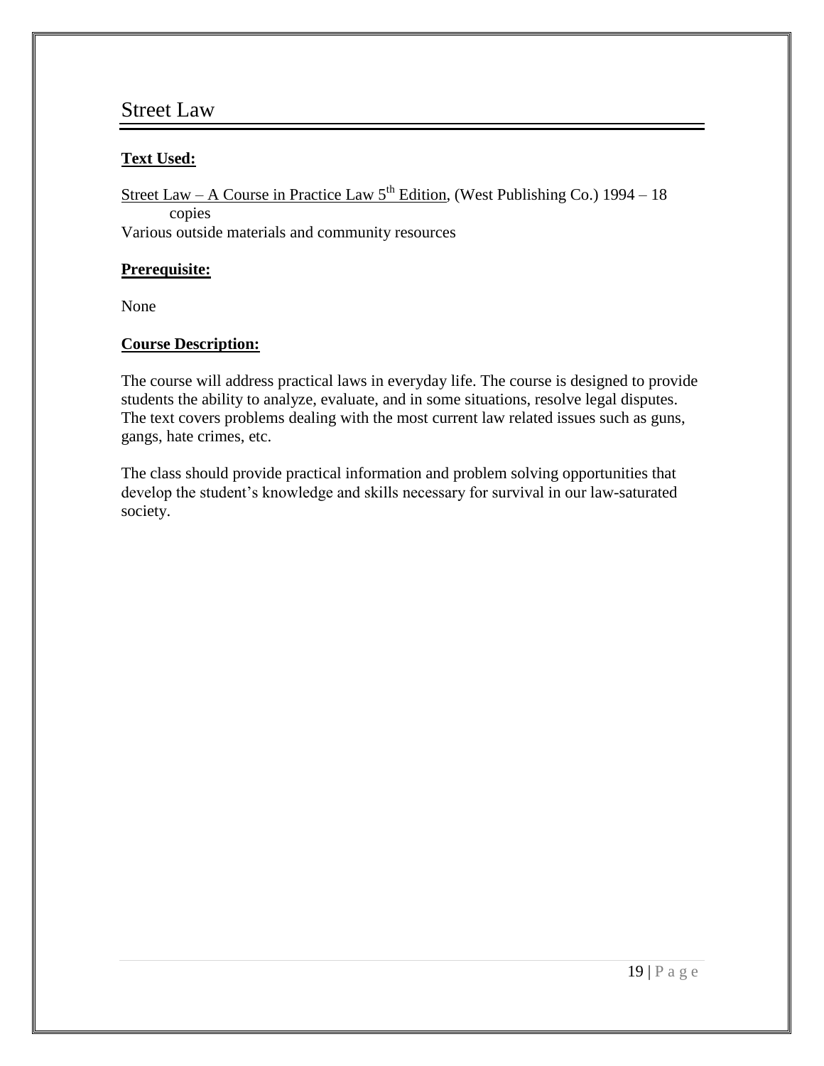# Street Law

**Text Used:**

Street Law – A Course in Practice Law 5th Edition, (West Publishing Co.) 1994 – 18 copies
Various outside materials and community resources

**Prerequisite:**

None

**Course Description:**

The course will address practical laws in everyday life. The course is designed to provide students the ability to analyze, evaluate, and in some situations, resolve legal disputes. The text covers problems dealing with the most current law related issues such as guns, gangs, hate crimes, etc.

The class should provide practical information and problem solving opportunities that develop the student's knowledge and skills necessary for survival in our law-saturated society.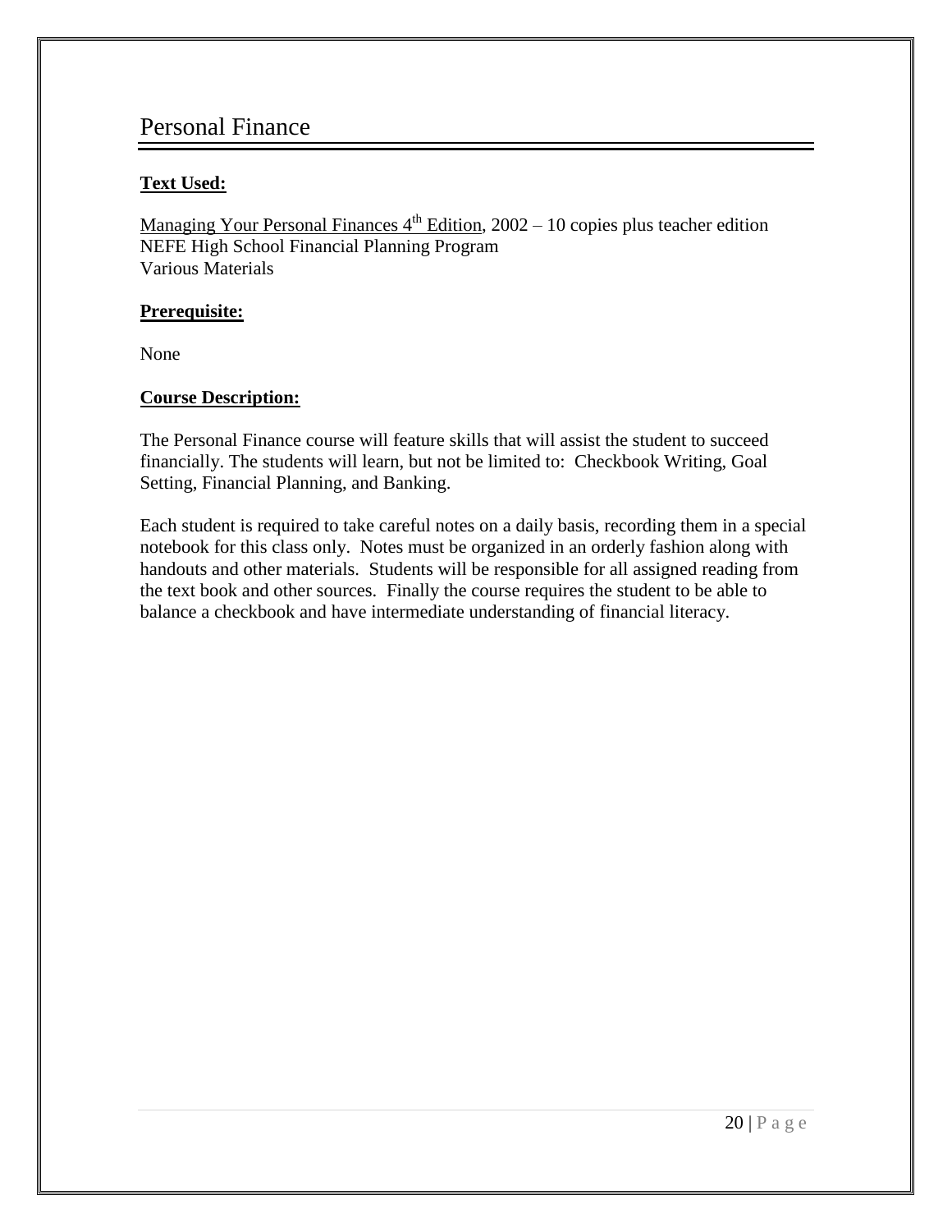# Personal Finance

**Text Used:**

Managing Your Personal Finances 4th Edition, 2002 – 10 copies plus teacher edition
NEFE High School Financial Planning Program
Various Materials

**Prerequisite:**

None

**Course Description:**

The Personal Finance course will feature skills that will assist the student to succeed financially. The students will learn, but not be limited to: Checkbook Writing, Goal Setting, Financial Planning, and Banking.

Each student is required to take careful notes on a daily basis, recording them in a special notebook for this class only. Notes must be organized in an orderly fashion along with handouts and other materials. Students will be responsible for all assigned reading from the text book and other sources. Finally the course requires the student to be able to balance a checkbook and have intermediate understanding of financial literacy.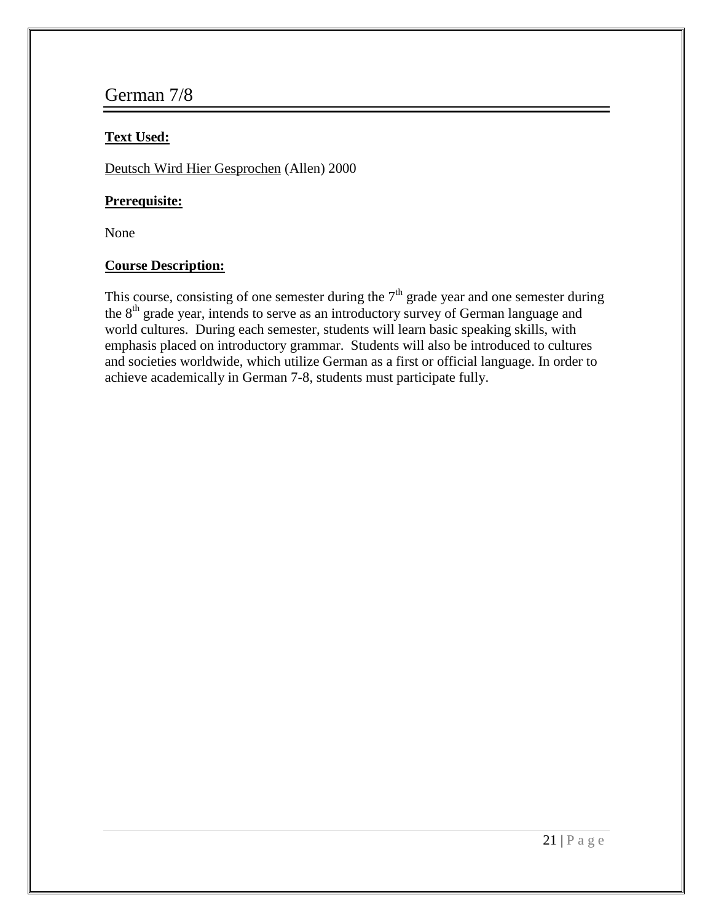# German 7/8

**Text Used:**

Deutsch Wird Hier Gesprochen (Allen) 2000

**Prerequisite:**

None

**Course Description:**

This course, consisting of one semester during the 7th grade year and one semester during the 8th grade year, intends to serve as an introductory survey of German language and world cultures. During each semester, students will learn basic speaking skills, with emphasis placed on introductory grammar. Students will also be introduced to cultures and societies worldwide, which utilize German as a first or official language. In order to achieve academically in German 7-8, students must participate fully.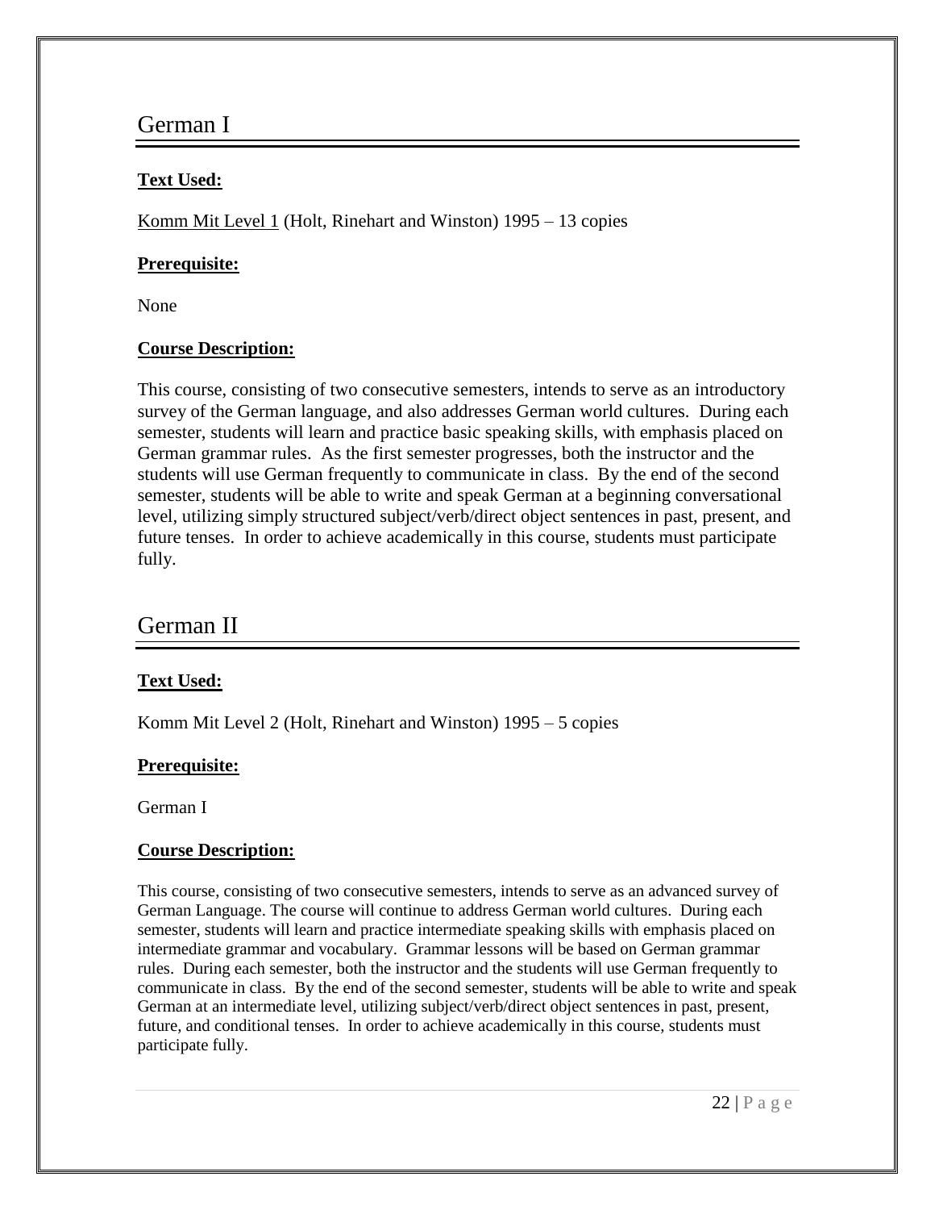## German I

**Text Used:**

Komm Mit Level 1 (Holt, Rinehart and Winston) 1995 – 13 copies

**Prerequisite:**

None

**Course Description:**

This course, consisting of two consecutive semesters, intends to serve as an introductory survey of the German language, and also addresses German world cultures. During each semester, students will learn and practice basic speaking skills, with emphasis placed on German grammar rules. As the first semester progresses, both the instructor and the students will use German frequently to communicate in class. By the end of the second semester, students will be able to write and speak German at a beginning conversational level, utilizing simply structured subject/verb/direct object sentences in past, present, and future tenses. In order to achieve academically in this course, students must participate fully.

## German II

**Text Used:**

Komm Mit Level 2 (Holt, Rinehart and Winston) 1995 – 5 copies

**Prerequisite:**

German I

**Course Description:**

This course, consisting of two consecutive semesters, intends to serve as an advanced survey of German Language. The course will continue to address German world cultures. During each semester, students will learn and practice intermediate speaking skills with emphasis placed on intermediate grammar and vocabulary. Grammar lessons will be based on German grammar rules. During each semester, both the instructor and the students will use German frequently to communicate in class. By the end of the second semester, students will be able to write and speak German at an intermediate level, utilizing subject/verb/direct object sentences in past, present, future, and conditional tenses. In order to achieve academically in this course, students must participate fully.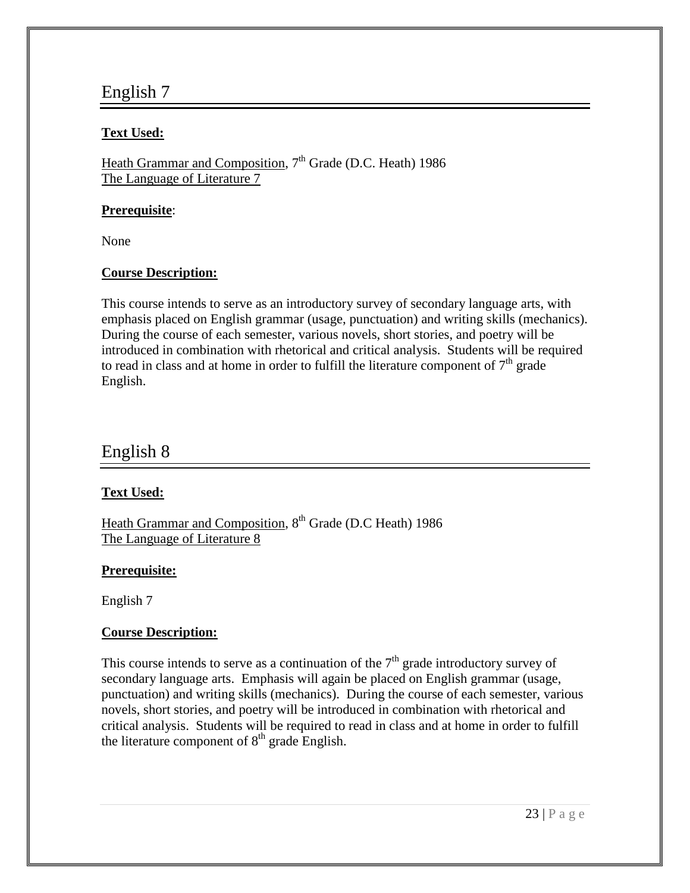# English 7

**Text Used:**

Heath Grammar and Composition, 7th Grade (D.C. Heath) 1986
The Language of Literature 7

**Prerequisite**:

None

**Course Description:**

This course intends to serve as an introductory survey of secondary language arts, with emphasis placed on English grammar (usage, punctuation) and writing skills (mechanics). During the course of each semester, various novels, short stories, and poetry will be introduced in combination with rhetorical and critical analysis. Students will be required to read in class and at home in order to fulfill the literature component of 7th grade English.

# English 8

**Text Used:**

Heath Grammar and Composition, 8th Grade (D.C Heath) 1986
The Language of Literature 8

**Prerequisite:**

English 7

**Course Description:**

This course intends to serve as a continuation of the 7th grade introductory survey of secondary language arts. Emphasis will again be placed on English grammar (usage, punctuation) and writing skills (mechanics). During the course of each semester, various novels, short stories, and poetry will be introduced in combination with rhetorical and critical analysis. Students will be required to read in class and at home in order to fulfill the literature component of 8th grade English.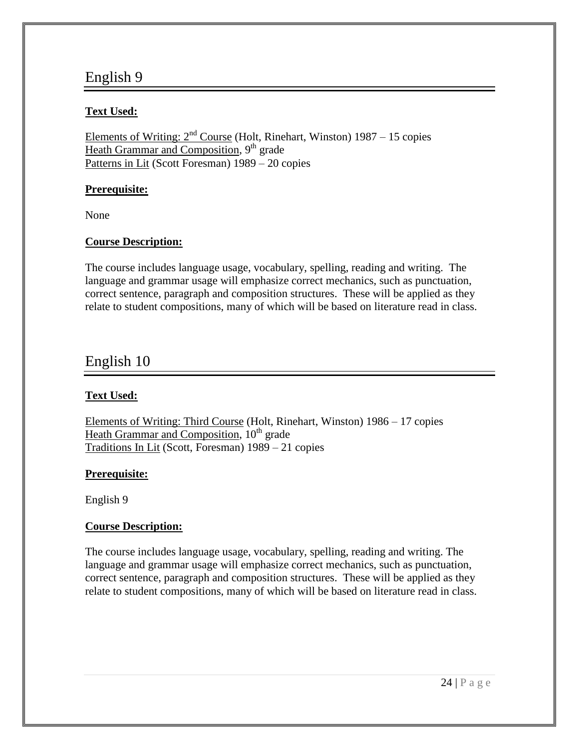# English 9

**Text Used:**

Elements of Writing: 2nd Course (Holt, Rinehart, Winston) 1987 – 15 copies
Heath Grammar and Composition, 9th grade
Patterns in Lit (Scott Foresman) 1989 – 20 copies

**Prerequisite:**

None

**Course Description:**

The course includes language usage, vocabulary, spelling, reading and writing. The language and grammar usage will emphasize correct mechanics, such as punctuation, correct sentence, paragraph and composition structures. These will be applied as they relate to student compositions, many of which will be based on literature read in class.

# English 10

**Text Used:**

Elements of Writing: Third Course (Holt, Rinehart, Winston) 1986 – 17 copies
Heath Grammar and Composition, 10th grade
Traditions In Lit (Scott, Foresman) 1989 – 21 copies

**Prerequisite:**

English 9

**Course Description:**

The course includes language usage, vocabulary, spelling, reading and writing. The language and grammar usage will emphasize correct mechanics, such as punctuation, correct sentence, paragraph and composition structures. These will be applied as they relate to student compositions, many of which will be based on literature read in class.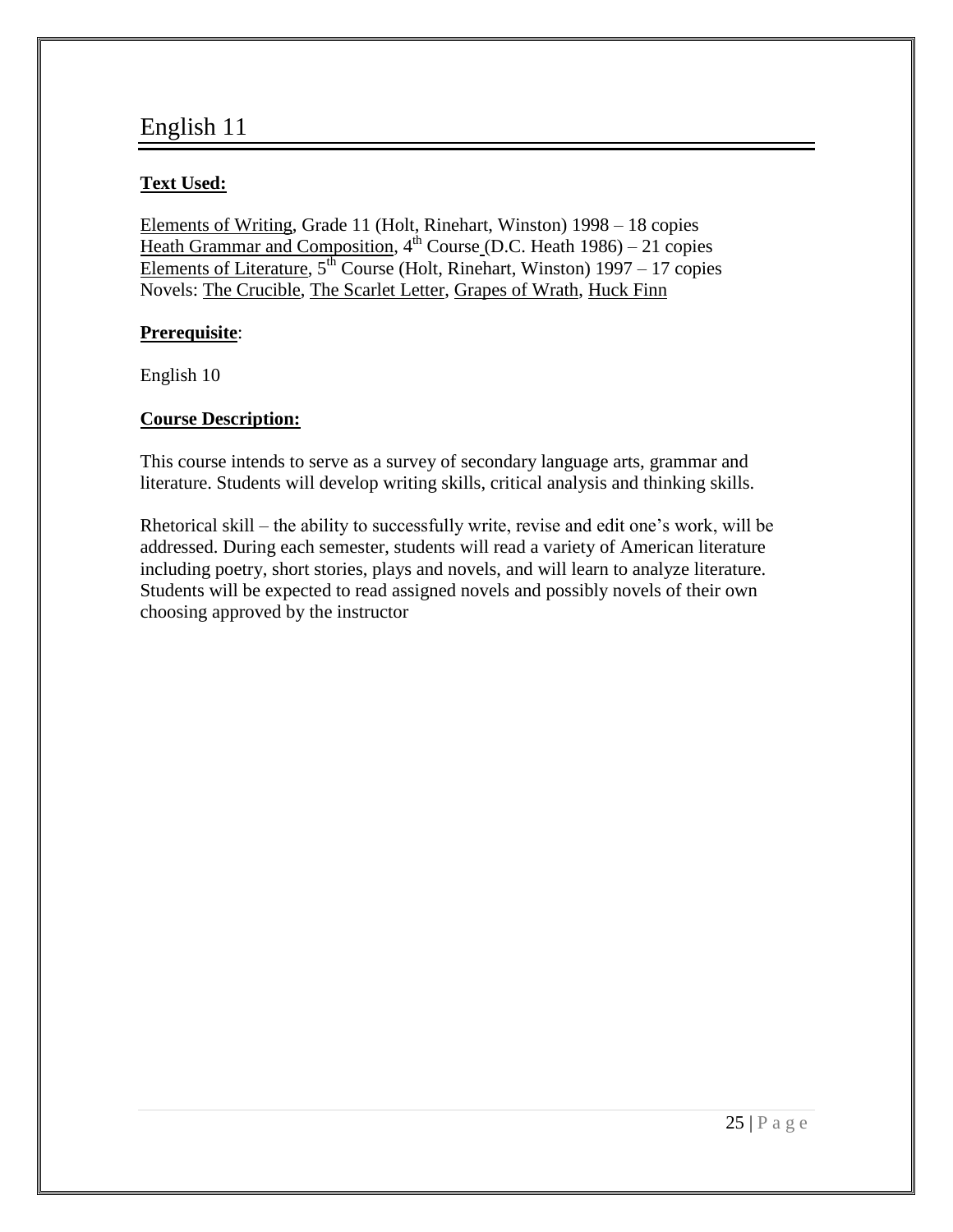# English 11

**Text Used:**

Elements of Writing, Grade 11 (Holt, Rinehart, Winston) 1998 – 18 copies
Heath Grammar and Composition, 4th Course (D.C. Heath 1986) – 21 copies
Elements of Literature, 5th Course (Holt, Rinehart, Winston) 1997 – 17 copies
Novels: The Crucible, The Scarlet Letter, Grapes of Wrath, Huck Finn

**Prerequisite**:

English 10

**Course Description:**

This course intends to serve as a survey of secondary language arts, grammar and literature. Students will develop writing skills, critical analysis and thinking skills.

Rhetorical skill – the ability to successfully write, revise and edit one's work, will be addressed. During each semester, students will read a variety of American literature including poetry, short stories, plays and novels, and will learn to analyze literature. Students will be expected to read assigned novels and possibly novels of their own choosing approved by the instructor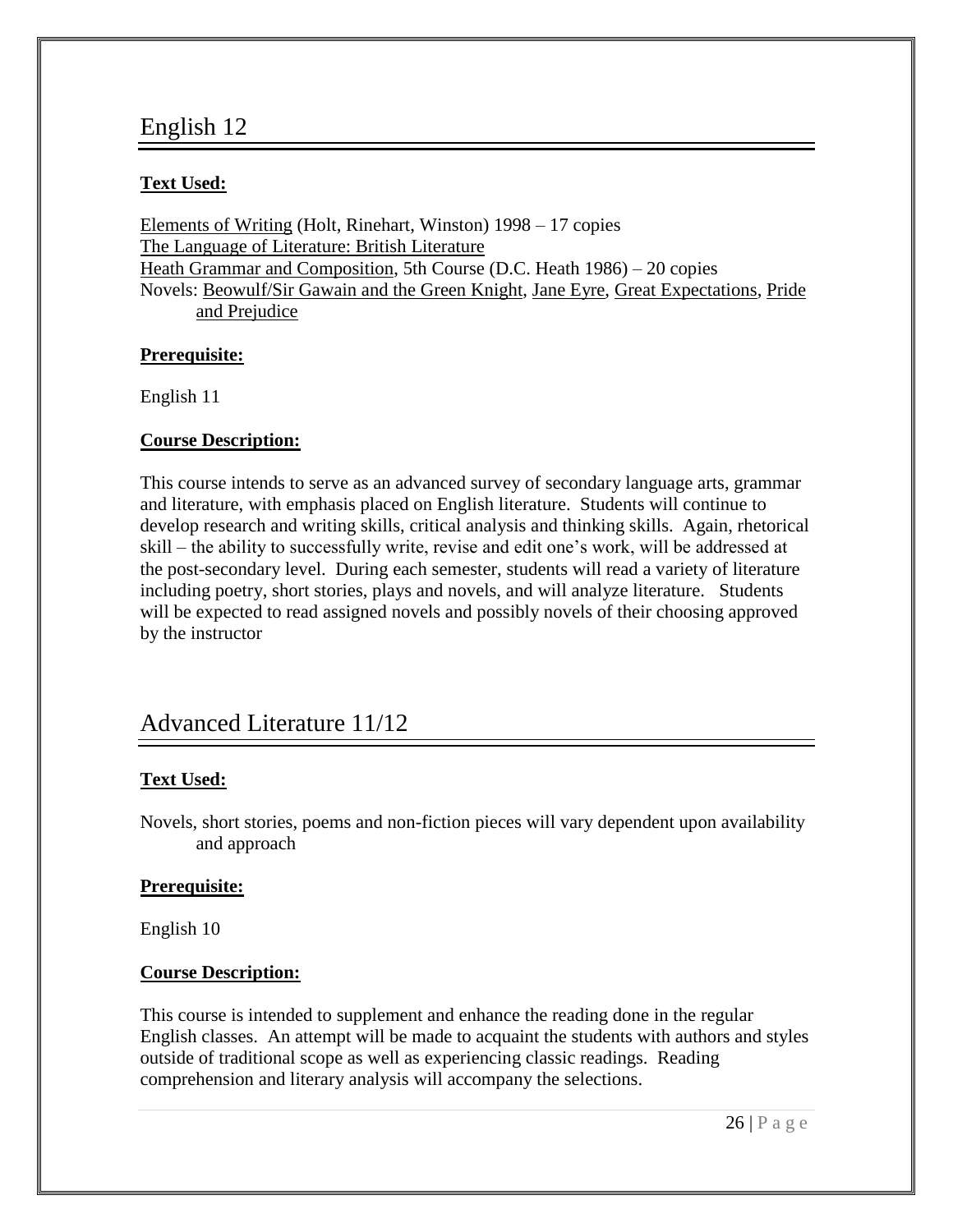# English 12

**Text Used:**

Elements of Writing (Holt, Rinehart, Winston) 1998 – 17 copies
The Language of Literature: British Literature
Heath Grammar and Composition, 5th Course (D.C. Heath 1986) – 20 copies
Novels: Beowulf/Sir Gawain and the Green Knight, Jane Eyre, Great Expectations, Pride and Prejudice

**Prerequisite:**

English 11

**Course Description:**

This course intends to serve as an advanced survey of secondary language arts, grammar and literature, with emphasis placed on English literature. Students will continue to develop research and writing skills, critical analysis and thinking skills. Again, rhetorical skill – the ability to successfully write, revise and edit one's work, will be addressed at the post-secondary level. During each semester, students will read a variety of literature including poetry, short stories, plays and novels, and will analyze literature. Students will be expected to read assigned novels and possibly novels of their choosing approved by the instructor

# Advanced Literature 11/12

**Text Used:**

Novels, short stories, poems and non-fiction pieces will vary dependent upon availability and approach

**Prerequisite:**

English 10

**Course Description:**

This course is intended to supplement and enhance the reading done in the regular English classes. An attempt will be made to acquaint the students with authors and styles outside of traditional scope as well as experiencing classic readings. Reading comprehension and literary analysis will accompany the selections.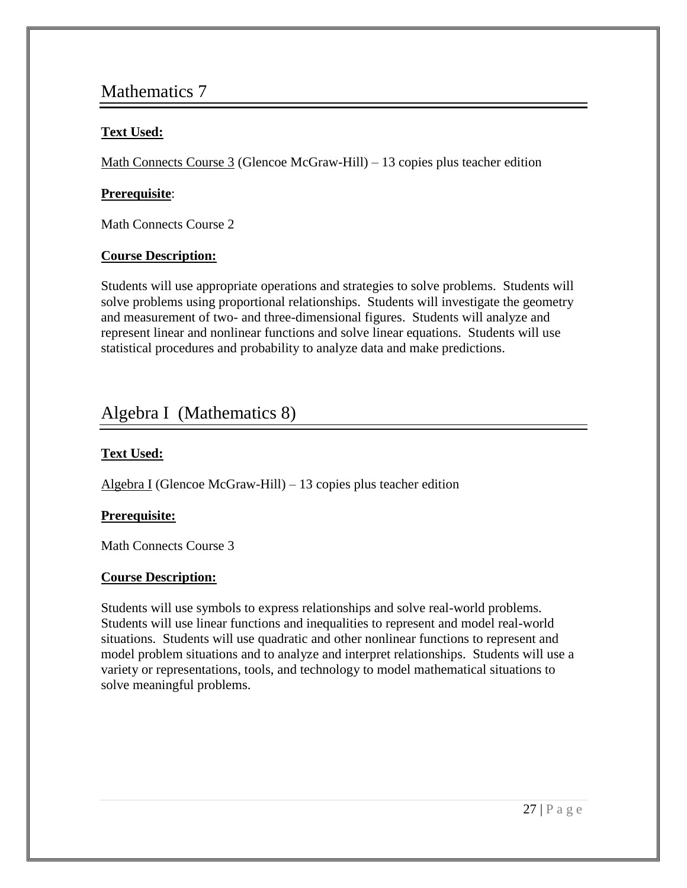# Mathematics 7

**Text Used:**

Math Connects Course 3 (Glencoe McGraw-Hill) – 13 copies plus teacher edition

**Prerequisite**:

Math Connects Course 2

**Course Description:**

Students will use appropriate operations and strategies to solve problems. Students will solve problems using proportional relationships. Students will investigate the geometry and measurement of two- and three-dimensional figures. Students will analyze and represent linear and nonlinear functions and solve linear equations. Students will use statistical procedures and probability to analyze data and make predictions.

# Algebra I (Mathematics 8)

**Text Used:**

Algebra I (Glencoe McGraw-Hill) – 13 copies plus teacher edition

**Prerequisite:**

Math Connects Course 3

**Course Description:**

Students will use symbols to express relationships and solve real-world problems. Students will use linear functions and inequalities to represent and model real-world situations. Students will use quadratic and other nonlinear functions to represent and model problem situations and to analyze and interpret relationships. Students will use a variety or representations, tools, and technology to model mathematical situations to solve meaningful problems.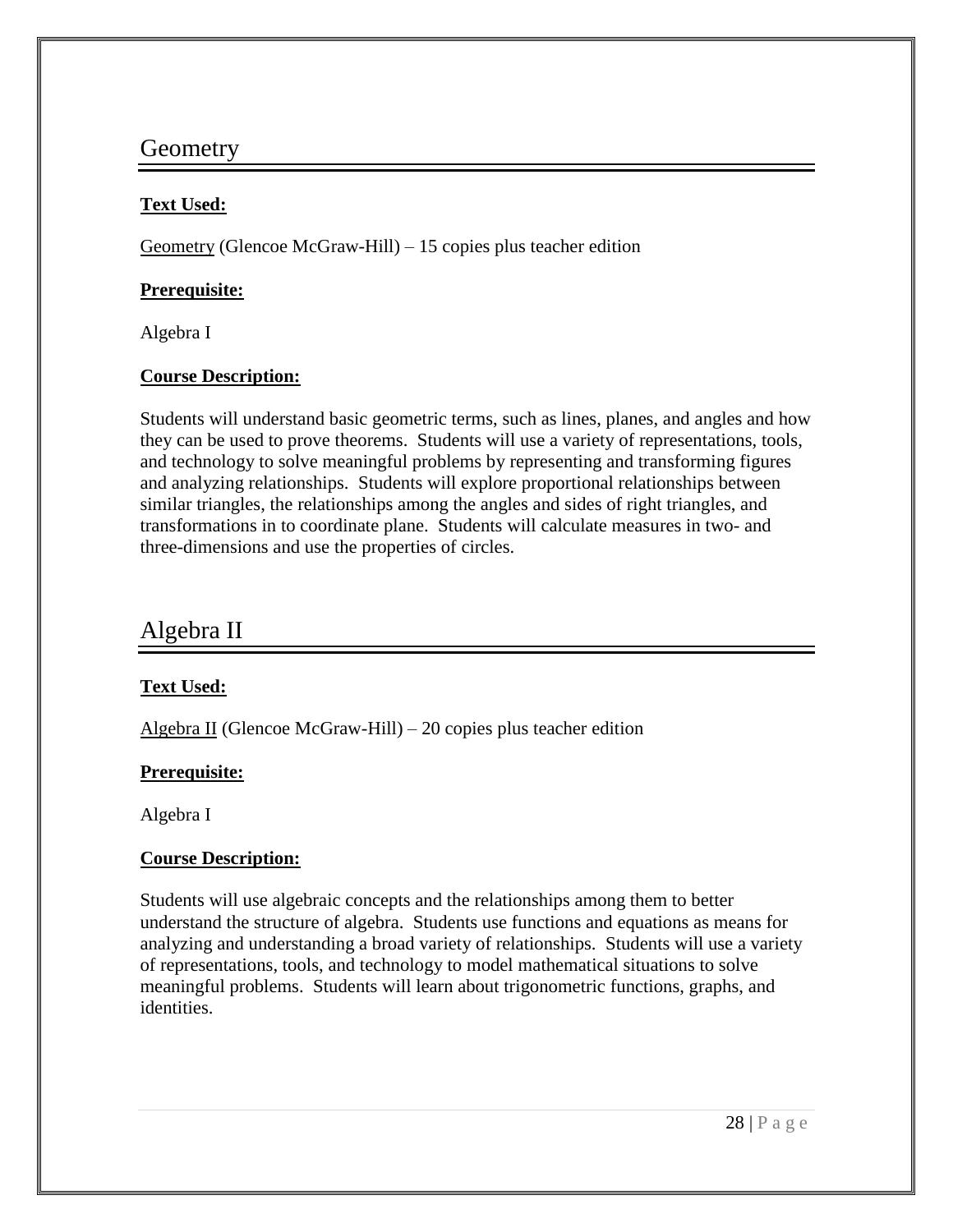## Geometry

**Text Used:**

Geometry (Glencoe McGraw-Hill) – 15 copies plus teacher edition

**Prerequisite:**

Algebra I

**Course Description:**

Students will understand basic geometric terms, such as lines, planes, and angles and how they can be used to prove theorems. Students will use a variety of representations, tools, and technology to solve meaningful problems by representing and transforming figures and analyzing relationships. Students will explore proportional relationships between similar triangles, the relationships among the angles and sides of right triangles, and transformations in to coordinate plane. Students will calculate measures in two- and three-dimensions and use the properties of circles.

## Algebra II

**Text Used:**

Algebra II (Glencoe McGraw-Hill) – 20 copies plus teacher edition

**Prerequisite:**

Algebra I

**Course Description:**

Students will use algebraic concepts and the relationships among them to better understand the structure of algebra. Students use functions and equations as means for analyzing and understanding a broad variety of relationships. Students will use a variety of representations, tools, and technology to model mathematical situations to solve meaningful problems. Students will learn about trigonometric functions, graphs, and identities.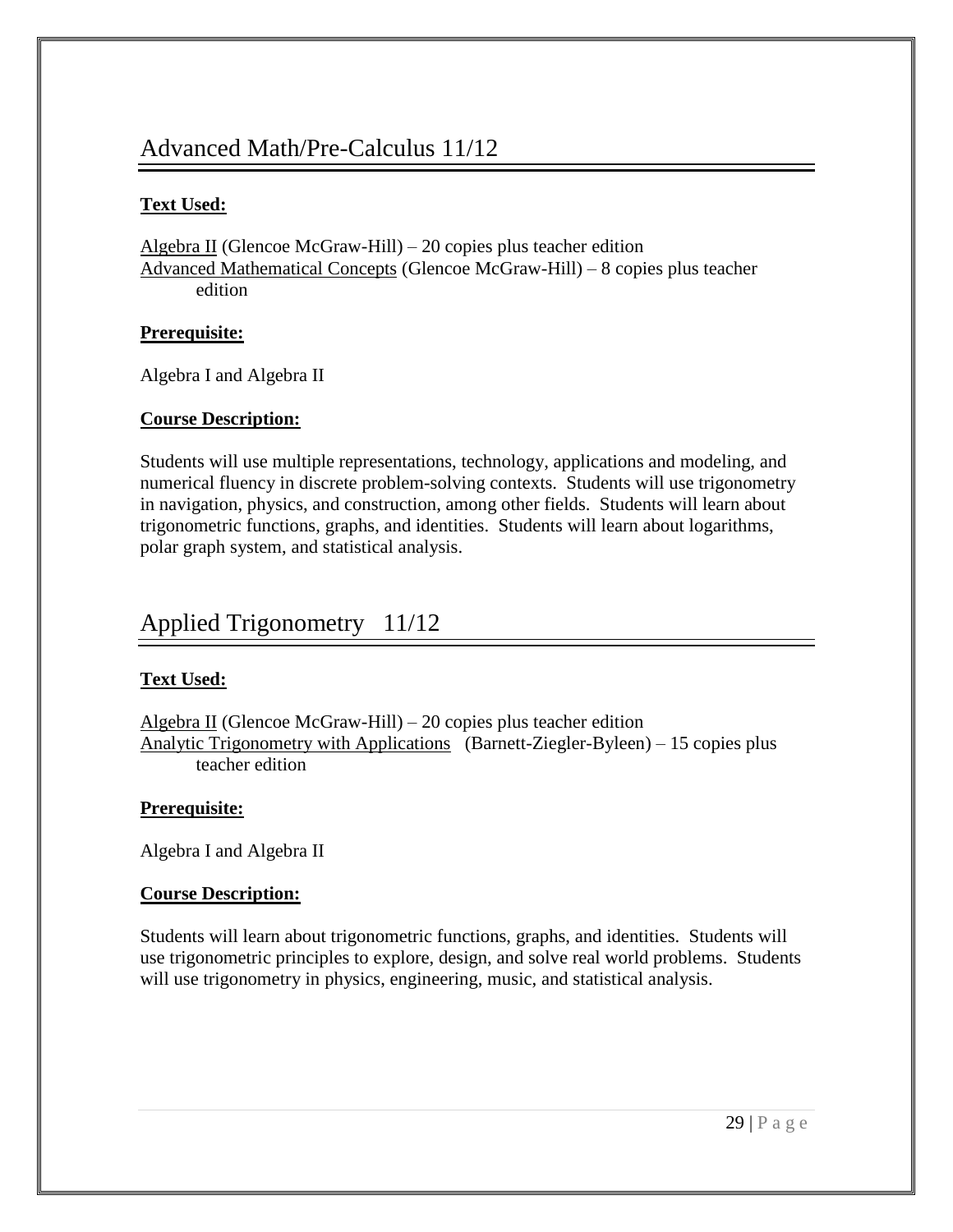## Advanced Math/Pre-Calculus 11/12

**Text Used:**

Algebra II (Glencoe McGraw-Hill) – 20 copies plus teacher edition
Advanced Mathematical Concepts (Glencoe McGraw-Hill) – 8 copies plus teacher edition

**Prerequisite:**

Algebra I and Algebra II

**Course Description:**

Students will use multiple representations, technology, applications and modeling, and numerical fluency in discrete problem-solving contexts. Students will use trigonometry in navigation, physics, and construction, among other fields. Students will learn about trigonometric functions, graphs, and identities. Students will learn about logarithms, polar graph system, and statistical analysis.

## Applied Trigonometry 11/12

**Text Used:**

Algebra II (Glencoe McGraw-Hill) – 20 copies plus teacher edition
Analytic Trigonometry with Applications (Barnett-Ziegler-Byleen) – 15 copies plus teacher edition

**Prerequisite:**

Algebra I and Algebra II

**Course Description:**

Students will learn about trigonometric functions, graphs, and identities. Students will use trigonometric principles to explore, design, and solve real world problems. Students will use trigonometry in physics, engineering, music, and statistical analysis.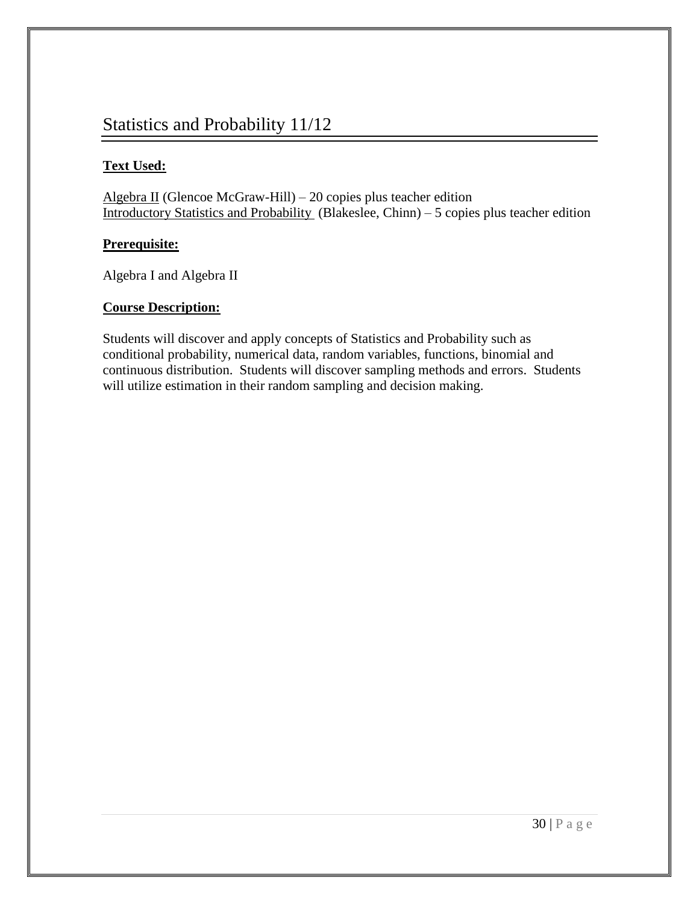# Statistics and Probability 11/12

**Text Used:**

Algebra II (Glencoe McGraw-Hill) – 20 copies plus teacher edition
Introductory Statistics and Probability (Blakeslee, Chinn) – 5 copies plus teacher edition

**Prerequisite:**

Algebra I and Algebra II

**Course Description:**

Students will discover and apply concepts of Statistics and Probability such as conditional probability, numerical data, random variables, functions, binomial and continuous distribution. Students will discover sampling methods and errors. Students will utilize estimation in their random sampling and decision making.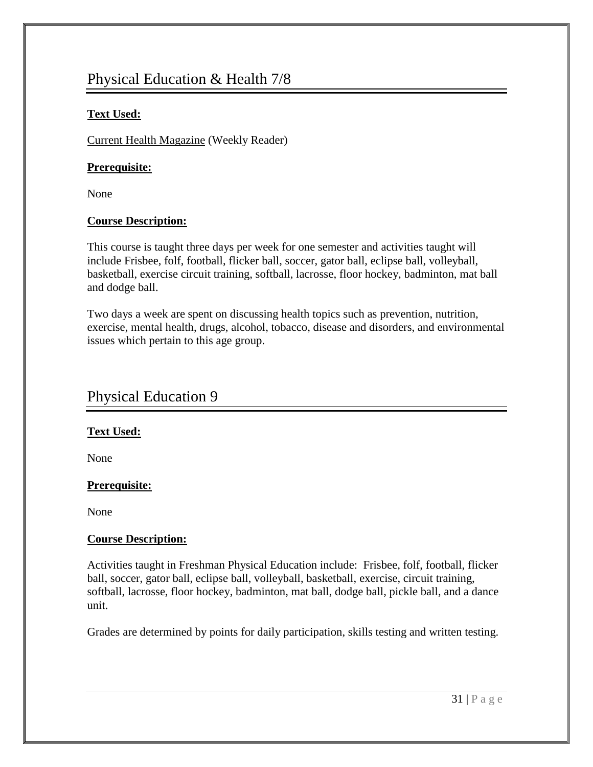# Physical Education & Health 7/8

**Text Used:**

Current Health Magazine (Weekly Reader)

**Prerequisite:**

None

**Course Description:**

This course is taught three days per week for one semester and activities taught will include Frisbee, folf, football, flicker ball, soccer, gator ball, eclipse ball, volleyball, basketball, exercise circuit training, softball, lacrosse, floor hockey, badminton, mat ball and dodge ball.

Two days a week are spent on discussing health topics such as prevention, nutrition, exercise, mental health, drugs, alcohol, tobacco, disease and disorders, and environmental issues which pertain to this age group.

# Physical Education 9

**Text Used:**

None

**Prerequisite:**

None

**Course Description:**

Activities taught in Freshman Physical Education include: Frisbee, folf, football, flicker ball, soccer, gator ball, eclipse ball, volleyball, basketball, exercise, circuit training, softball, lacrosse, floor hockey, badminton, mat ball, dodge ball, pickle ball, and a dance unit.

Grades are determined by points for daily participation, skills testing and written testing.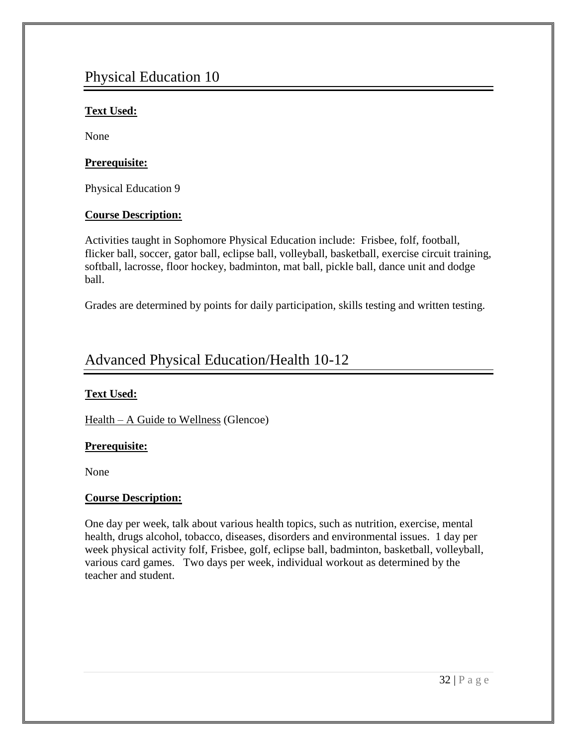# Physical Education 10

**Text Used:**

None

**Prerequisite:**

Physical Education 9

**Course Description:**

Activities taught in Sophomore Physical Education include: Frisbee, folf, football, flicker ball, soccer, gator ball, eclipse ball, volleyball, basketball, exercise circuit training, softball, lacrosse, floor hockey, badminton, mat ball, pickle ball, dance unit and dodge ball.

Grades are determined by points for daily participation, skills testing and written testing.

# Advanced Physical Education/Health 10-12

**Text Used:**

Health – A Guide to Wellness (Glencoe)

**Prerequisite:**

None

**Course Description:**

One day per week, talk about various health topics, such as nutrition, exercise, mental health, drugs alcohol, tobacco, diseases, disorders and environmental issues. 1 day per week physical activity folf, Frisbee, golf, eclipse ball, badminton, basketball, volleyball, various card games. Two days per week, individual workout as determined by the teacher and student.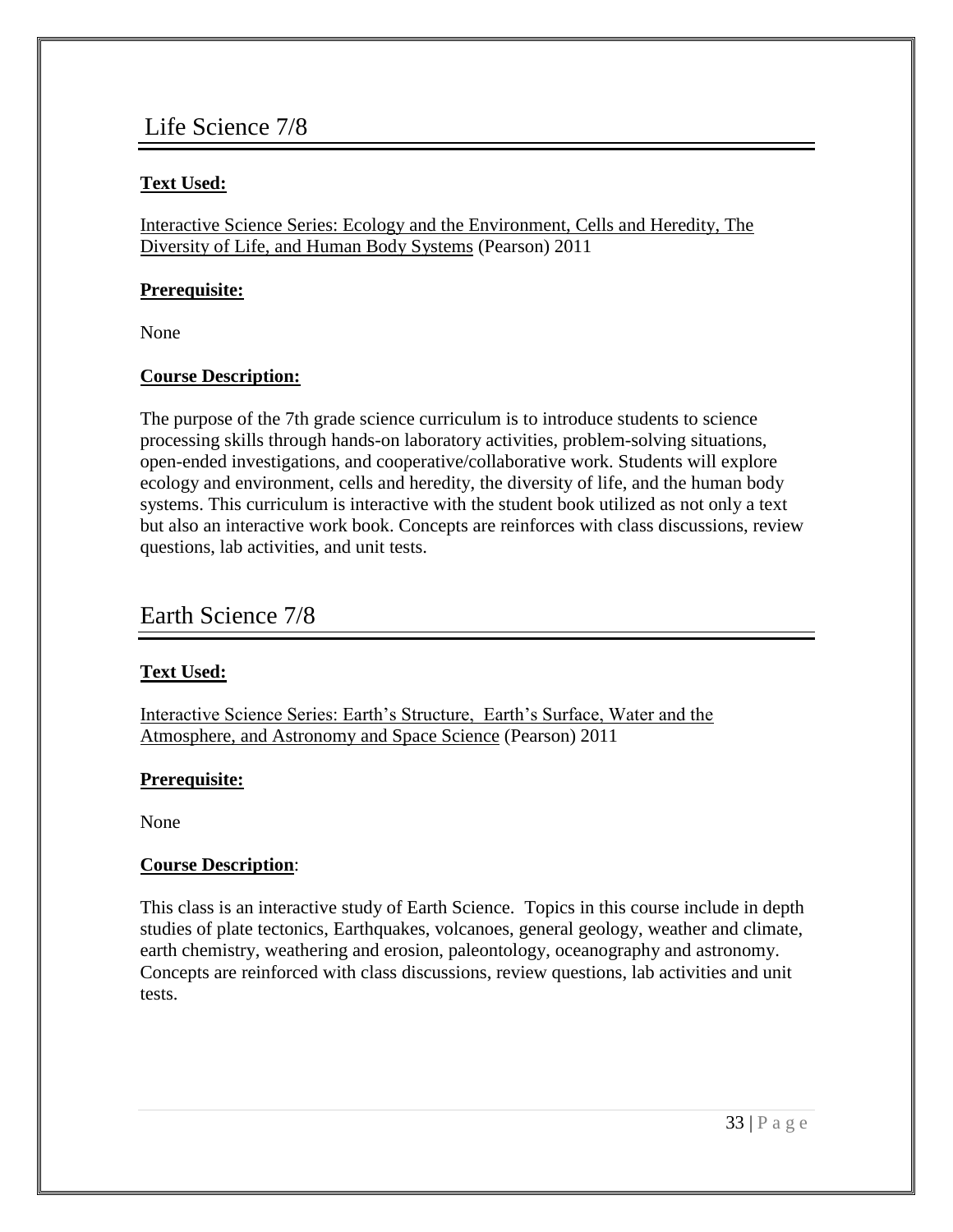## Life Science 7/8

**Text Used:**

Interactive Science Series: Ecology and the Environment, Cells and Heredity, The Diversity of Life, and Human Body Systems (Pearson) 2011

**Prerequisite:**

None

**Course Description:**

The purpose of the 7th grade science curriculum is to introduce students to science processing skills through hands-on laboratory activities, problem-solving situations, open-ended investigations, and cooperative/collaborative work. Students will explore ecology and environment, cells and heredity, the diversity of life, and the human body systems. This curriculum is interactive with the student book utilized as not only a text but also an interactive work book. Concepts are reinforces with class discussions, review questions, lab activities, and unit tests.

## Earth Science 7/8

**Text Used:**

Interactive Science Series: Earth's Structure, Earth's Surface, Water and the Atmosphere, and Astronomy and Space Science (Pearson) 2011

**Prerequisite:**

None

**Course Description**:

This class is an interactive study of Earth Science. Topics in this course include in depth studies of plate tectonics, Earthquakes, volcanoes, general geology, weather and climate, earth chemistry, weathering and erosion, paleontology, oceanography and astronomy. Concepts are reinforced with class discussions, review questions, lab activities and unit tests.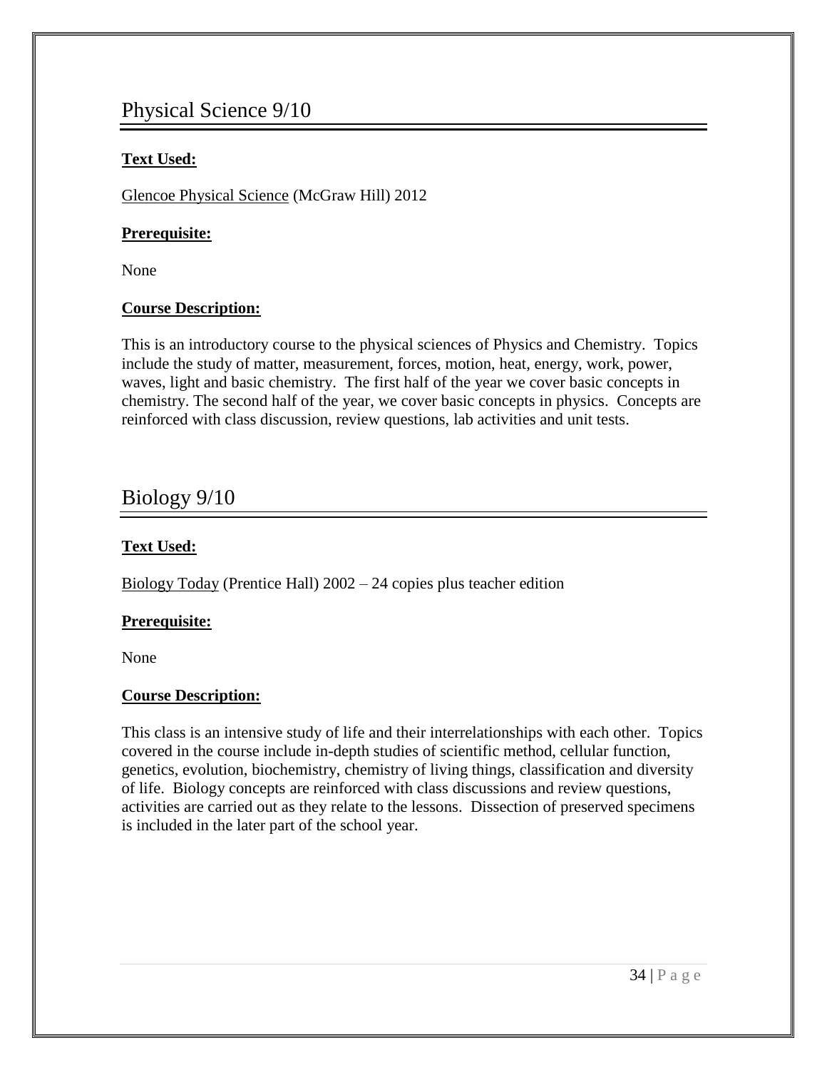## Physical Science 9/10

**Text Used:**

Glencoe Physical Science (McGraw Hill) 2012

**Prerequisite:**

None

**Course Description:**

This is an introductory course to the physical sciences of Physics and Chemistry. Topics include the study of matter, measurement, forces, motion, heat, energy, work, power, waves, light and basic chemistry. The first half of the year we cover basic concepts in chemistry. The second half of the year, we cover basic concepts in physics. Concepts are reinforced with class discussion, review questions, lab activities and unit tests.

## Biology 9/10

**Text Used:**

Biology Today (Prentice Hall) 2002 – 24 copies plus teacher edition

**Prerequisite:**

None

**Course Description:**

This class is an intensive study of life and their interrelationships with each other. Topics covered in the course include in-depth studies of scientific method, cellular function, genetics, evolution, biochemistry, chemistry of living things, classification and diversity of life. Biology concepts are reinforced with class discussions and review questions, activities are carried out as they relate to the lessons. Dissection of preserved specimens is included in the later part of the school year.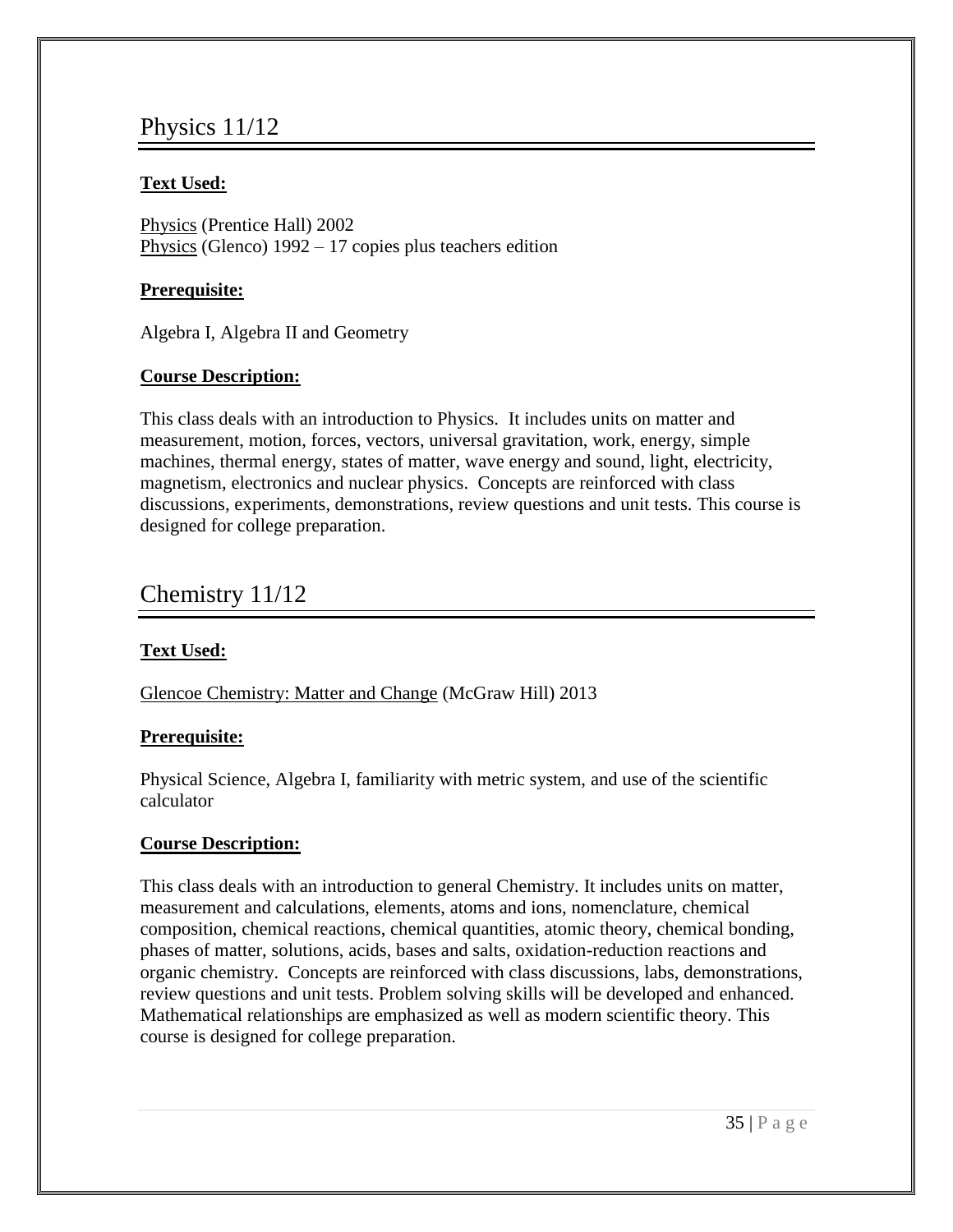# Physics 11/12

**Text Used:**

Physics (Prentice Hall) 2002
Physics (Glenco) 1992 – 17 copies plus teachers edition

**Prerequisite:**

Algebra I, Algebra II and Geometry

**Course Description:**

This class deals with an introduction to Physics. It includes units on matter and measurement, motion, forces, vectors, universal gravitation, work, energy, simple machines, thermal energy, states of matter, wave energy and sound, light, electricity, magnetism, electronics and nuclear physics. Concepts are reinforced with class discussions, experiments, demonstrations, review questions and unit tests. This course is designed for college preparation.

# Chemistry 11/12

**Text Used:**

Glencoe Chemistry: Matter and Change (McGraw Hill) 2013

**Prerequisite:**

Physical Science, Algebra I, familiarity with metric system, and use of the scientific calculator

**Course Description:**

This class deals with an introduction to general Chemistry. It includes units on matter, measurement and calculations, elements, atoms and ions, nomenclature, chemical composition, chemical reactions, chemical quantities, atomic theory, chemical bonding, phases of matter, solutions, acids, bases and salts, oxidation-reduction reactions and organic chemistry. Concepts are reinforced with class discussions, labs, demonstrations, review questions and unit tests. Problem solving skills will be developed and enhanced. Mathematical relationships are emphasized as well as modern scientific theory. This course is designed for college preparation.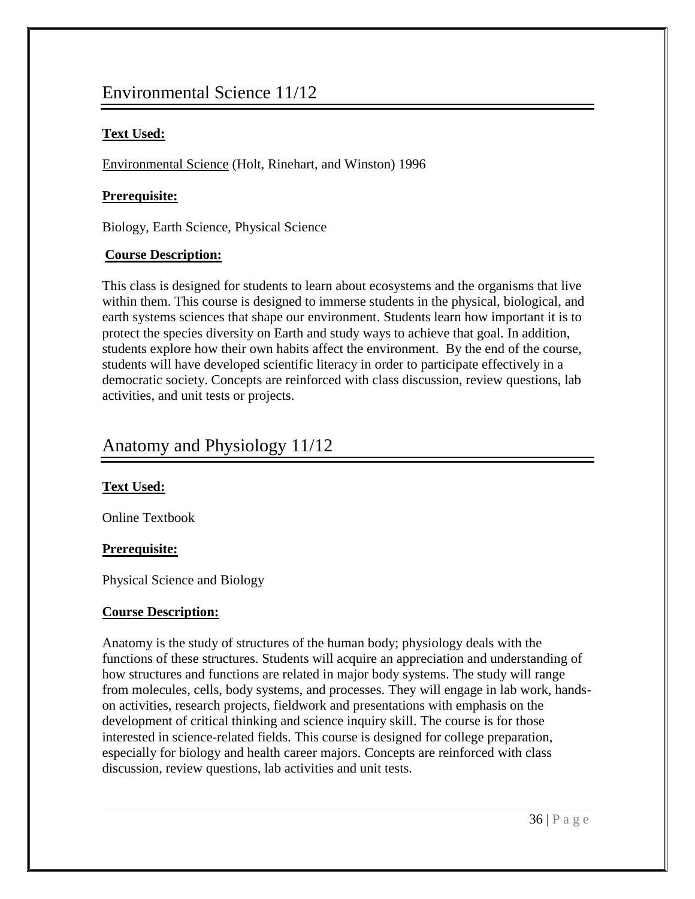## Environmental Science 11/12

**Text Used:**

Environmental Science (Holt, Rinehart, and Winston) 1996

**Prerequisite:**

Biology, Earth Science, Physical Science

**Course Description:**

This class is designed for students to learn about ecosystems and the organisms that live within them. This course is designed to immerse students in the physical, biological, and earth systems sciences that shape our environment. Students learn how important it is to protect the species diversity on Earth and study ways to achieve that goal. In addition, students explore how their own habits affect the environment. By the end of the course, students will have developed scientific literacy in order to participate effectively in a democratic society. Concepts are reinforced with class discussion, review questions, lab activities, and unit tests or projects.

## Anatomy and Physiology 11/12

**Text Used:**

Online Textbook

**Prerequisite:**

Physical Science and Biology

**Course Description:**

Anatomy is the study of structures of the human body; physiology deals with the functions of these structures. Students will acquire an appreciation and understanding of how structures and functions are related in major body systems. The study will range from molecules, cells, body systems, and processes. They will engage in lab work, hands-on activities, research projects, fieldwork and presentations with emphasis on the development of critical thinking and science inquiry skill. The course is for those interested in science-related fields. This course is designed for college preparation, especially for biology and health career majors. Concepts are reinforced with class discussion, review questions, lab activities and unit tests.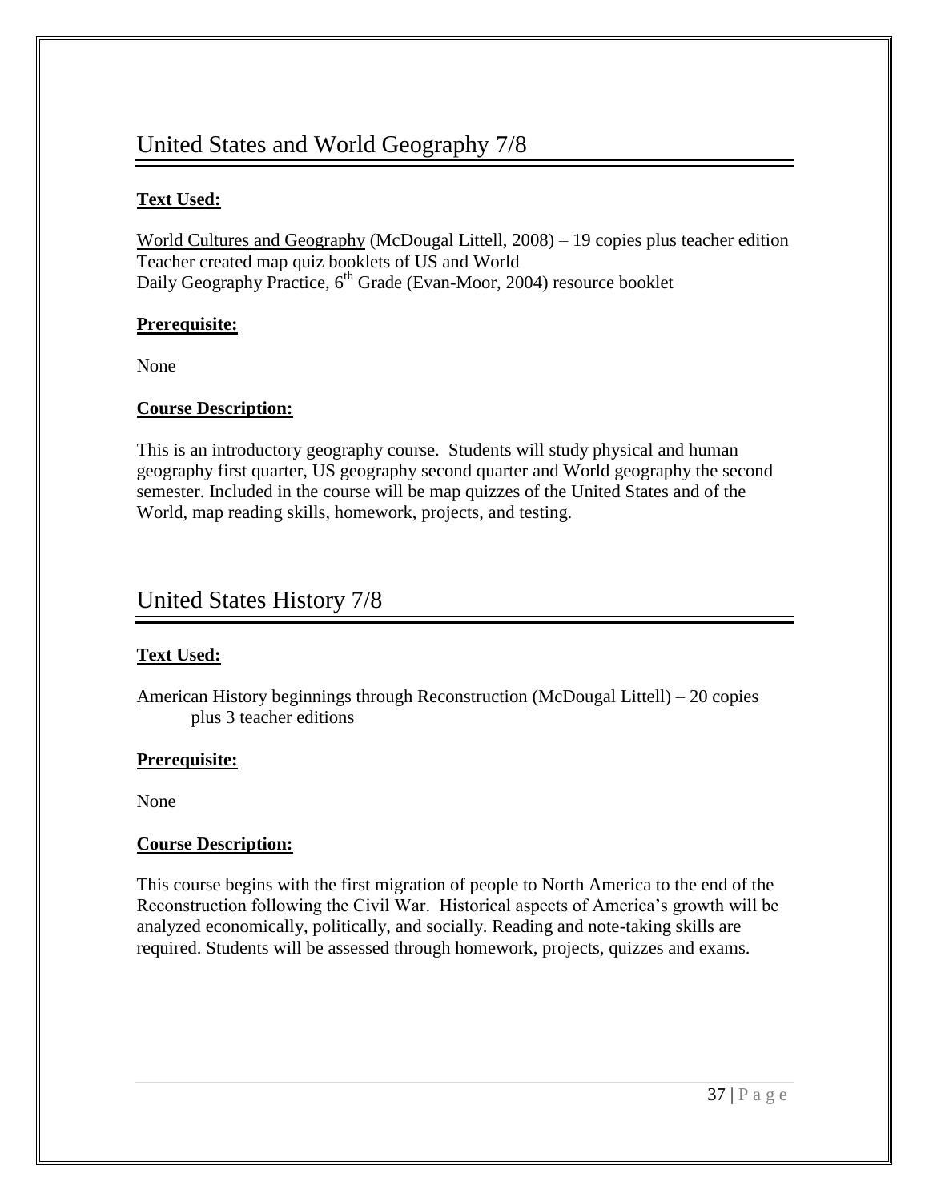## United States and World Geography 7/8

**Text Used:**

World Cultures and Geography (McDougal Littell, 2008) – 19 copies plus teacher edition
Teacher created map quiz booklets of US and World
Daily Geography Practice, 6th Grade (Evan-Moor, 2004) resource booklet

**Prerequisite:**

None

**Course Description:**

This is an introductory geography course. Students will study physical and human geography first quarter, US geography second quarter and World geography the second semester. Included in the course will be map quizzes of the United States and of the World, map reading skills, homework, projects, and testing.

## United States History 7/8

**Text Used:**

American History beginnings through Reconstruction (McDougal Littell) – 20 copies plus 3 teacher editions

**Prerequisite:**

None

**Course Description:**

This course begins with the first migration of people to North America to the end of the Reconstruction following the Civil War. Historical aspects of America's growth will be analyzed economically, politically, and socially. Reading and note-taking skills are required. Students will be assessed through homework, projects, quizzes and exams.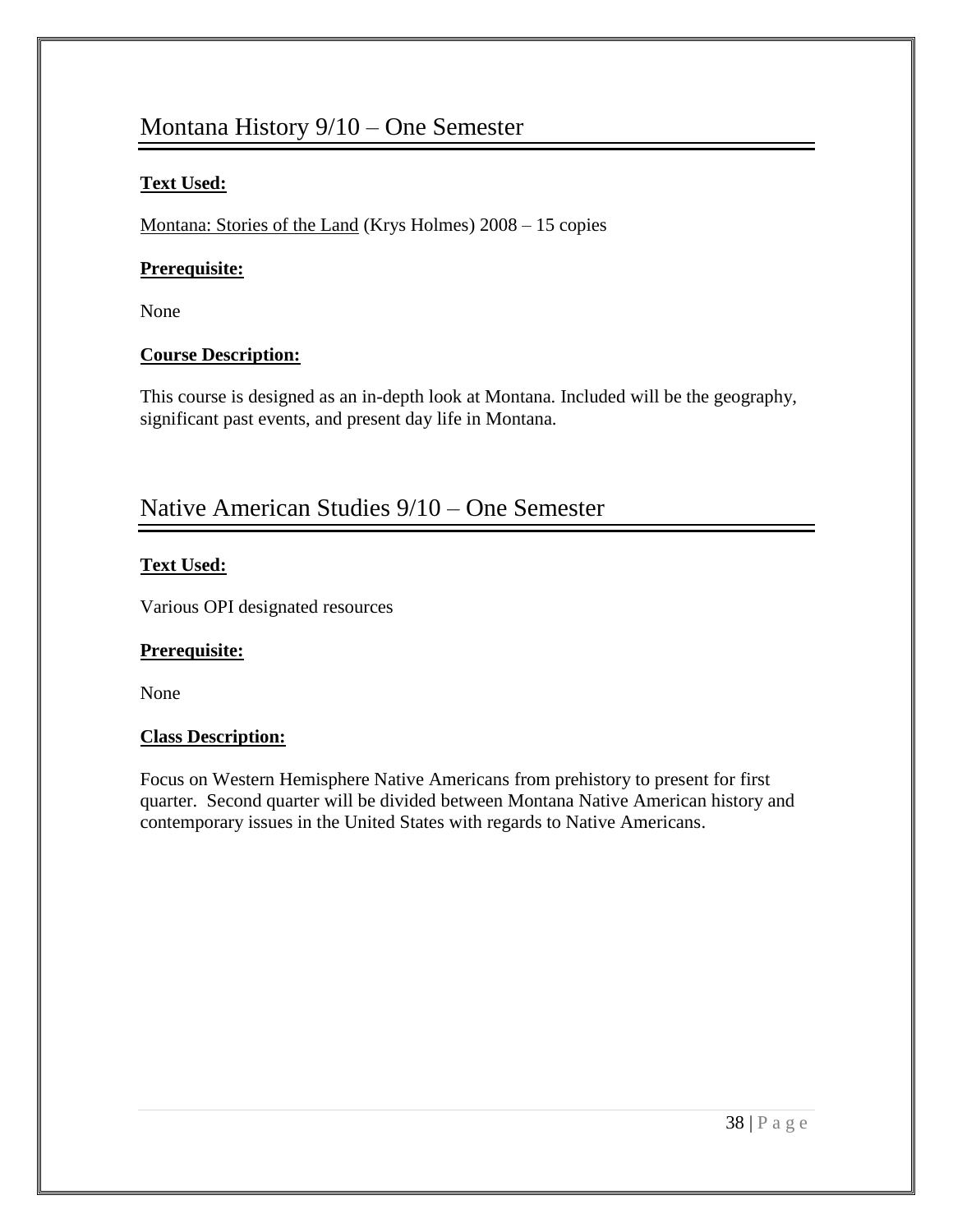## Montana History 9/10 – One Semester

**Text Used:**

Montana: Stories of the Land (Krys Holmes) 2008 – 15 copies

**Prerequisite:**

None

**Course Description:**

This course is designed as an in-depth look at Montana. Included will be the geography, significant past events, and present day life in Montana.

## Native American Studies 9/10 – One Semester

**Text Used:**

Various OPI designated resources

**Prerequisite:**

None

**Class Description:**

Focus on Western Hemisphere Native Americans from prehistory to present for first quarter. Second quarter will be divided between Montana Native American history and contemporary issues in the United States with regards to Native Americans.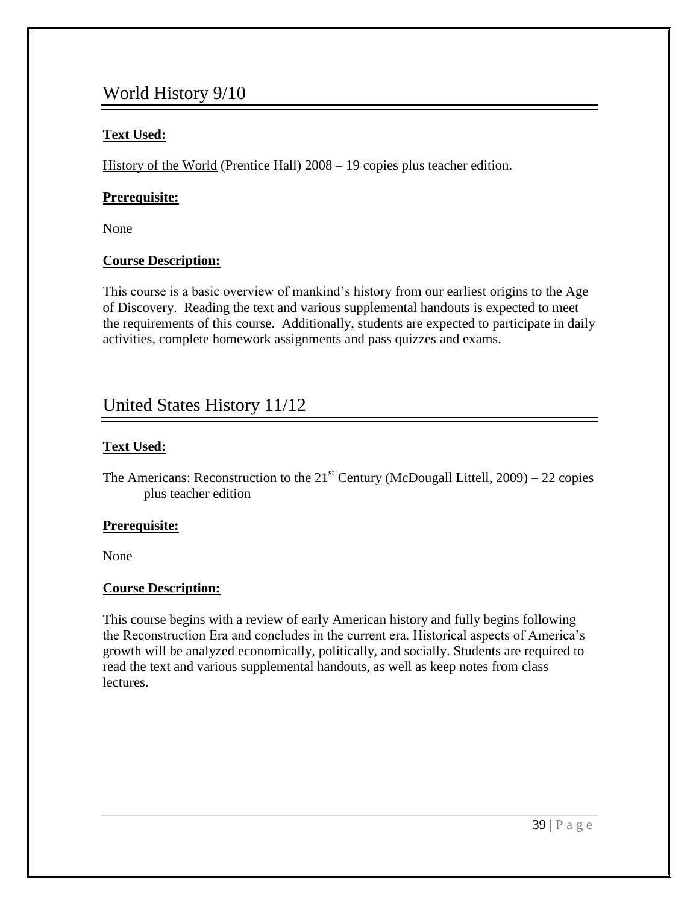## World History 9/10

**Text Used:**

History of the World (Prentice Hall) 2008 – 19 copies plus teacher edition.

**Prerequisite:**

None

**Course Description:**

This course is a basic overview of mankind's history from our earliest origins to the Age of Discovery. Reading the text and various supplemental handouts is expected to meet the requirements of this course. Additionally, students are expected to participate in daily activities, complete homework assignments and pass quizzes and exams.

## United States History 11/12

**Text Used:**

The Americans: Reconstruction to the 21st Century (McDougall Littell, 2009) – 22 copies plus teacher edition

**Prerequisite:**

None

**Course Description:**

This course begins with a review of early American history and fully begins following the Reconstruction Era and concludes in the current era. Historical aspects of America's growth will be analyzed economically, politically, and socially. Students are required to read the text and various supplemental handouts, as well as keep notes from class lectures.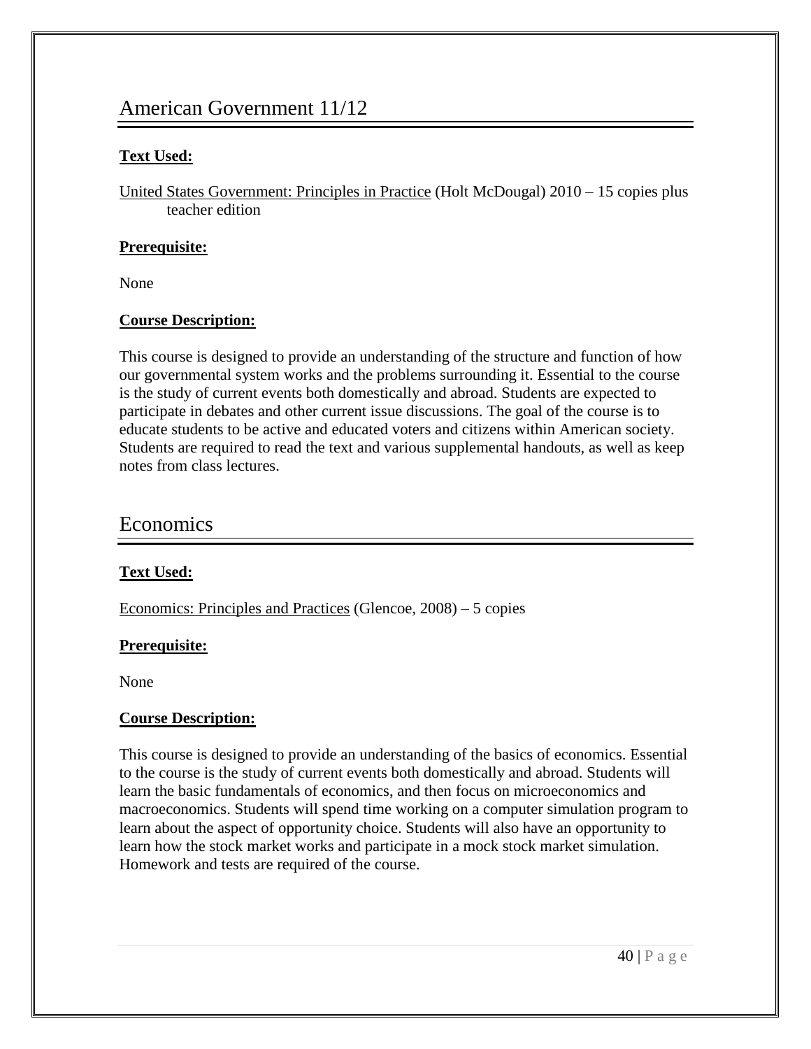# American Government 11/12

**Text Used:**

United States Government: Principles in Practice (Holt McDougal) 2010 – 15 copies plus teacher edition

**Prerequisite:**

None

**Course Description:**

This course is designed to provide an understanding of the structure and function of how our governmental system works and the problems surrounding it. Essential to the course is the study of current events both domestically and abroad. Students are expected to participate in debates and other current issue discussions. The goal of the course is to educate students to be active and educated voters and citizens within American society. Students are required to read the text and various supplemental handouts, as well as keep notes from class lectures.

# Economics

**Text Used:**

Economics: Principles and Practices (Glencoe, 2008) – 5 copies

**Prerequisite:**

None

**Course Description:**

This course is designed to provide an understanding of the basics of economics. Essential to the course is the study of current events both domestically and abroad. Students will learn the basic fundamentals of economics, and then focus on microeconomics and macroeconomics. Students will spend time working on a computer simulation program to learn about the aspect of opportunity choice. Students will also have an opportunity to learn how the stock market works and participate in a mock stock market simulation. Homework and tests are required of the course.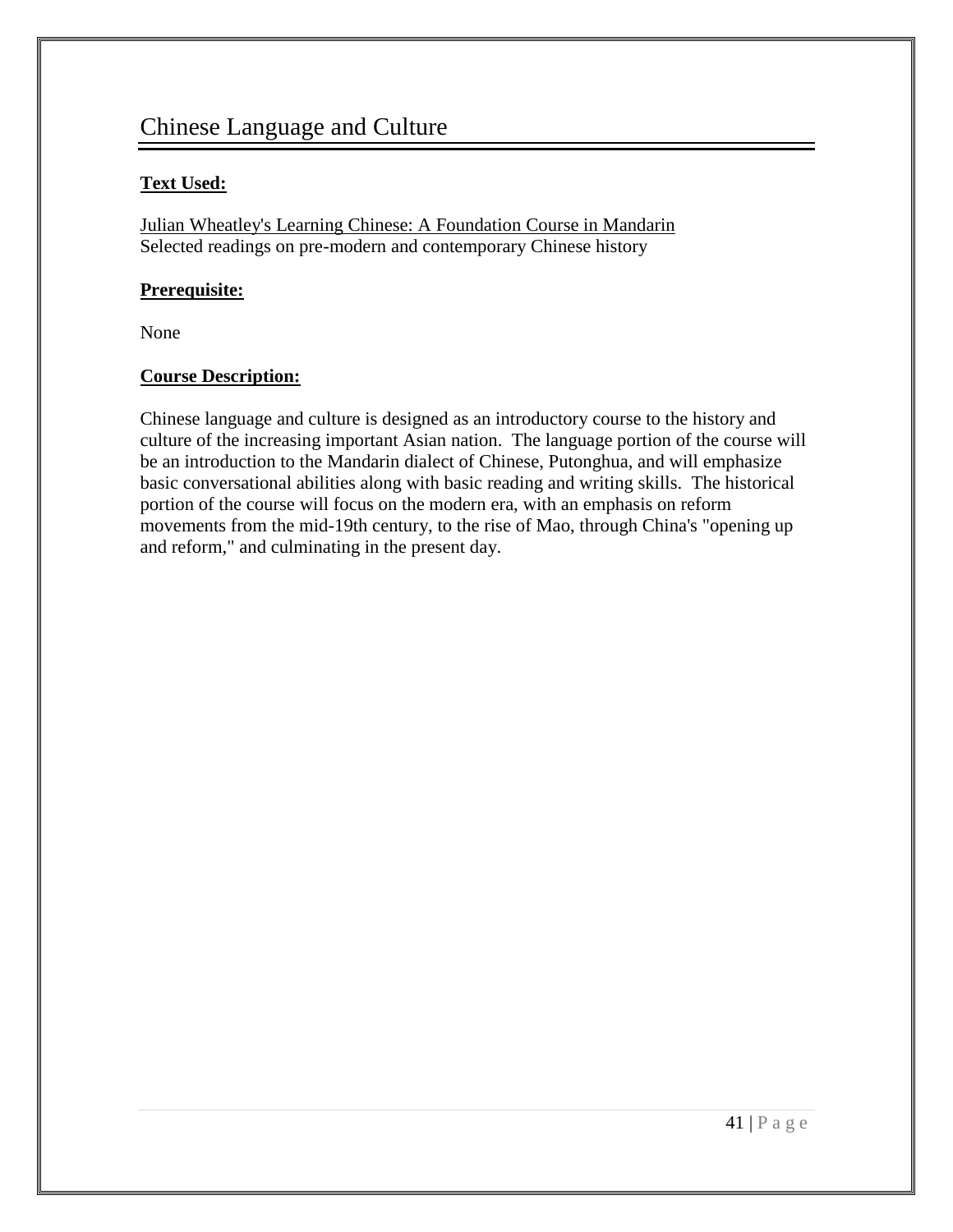# Chinese Language and Culture

**Text Used:**

Julian Wheatley's Learning Chinese: A Foundation Course in Mandarin
Selected readings on pre-modern and contemporary Chinese history

**Prerequisite:**

None

**Course Description:**

Chinese language and culture is designed as an introductory course to the history and culture of the increasing important Asian nation. The language portion of the course will be an introduction to the Mandarin dialect of Chinese, Putonghua, and will emphasize basic conversational abilities along with basic reading and writing skills. The historical portion of the course will focus on the modern era, with an emphasis on reform movements from the mid-19th century, to the rise of Mao, through China's "opening up and reform," and culminating in the present day.